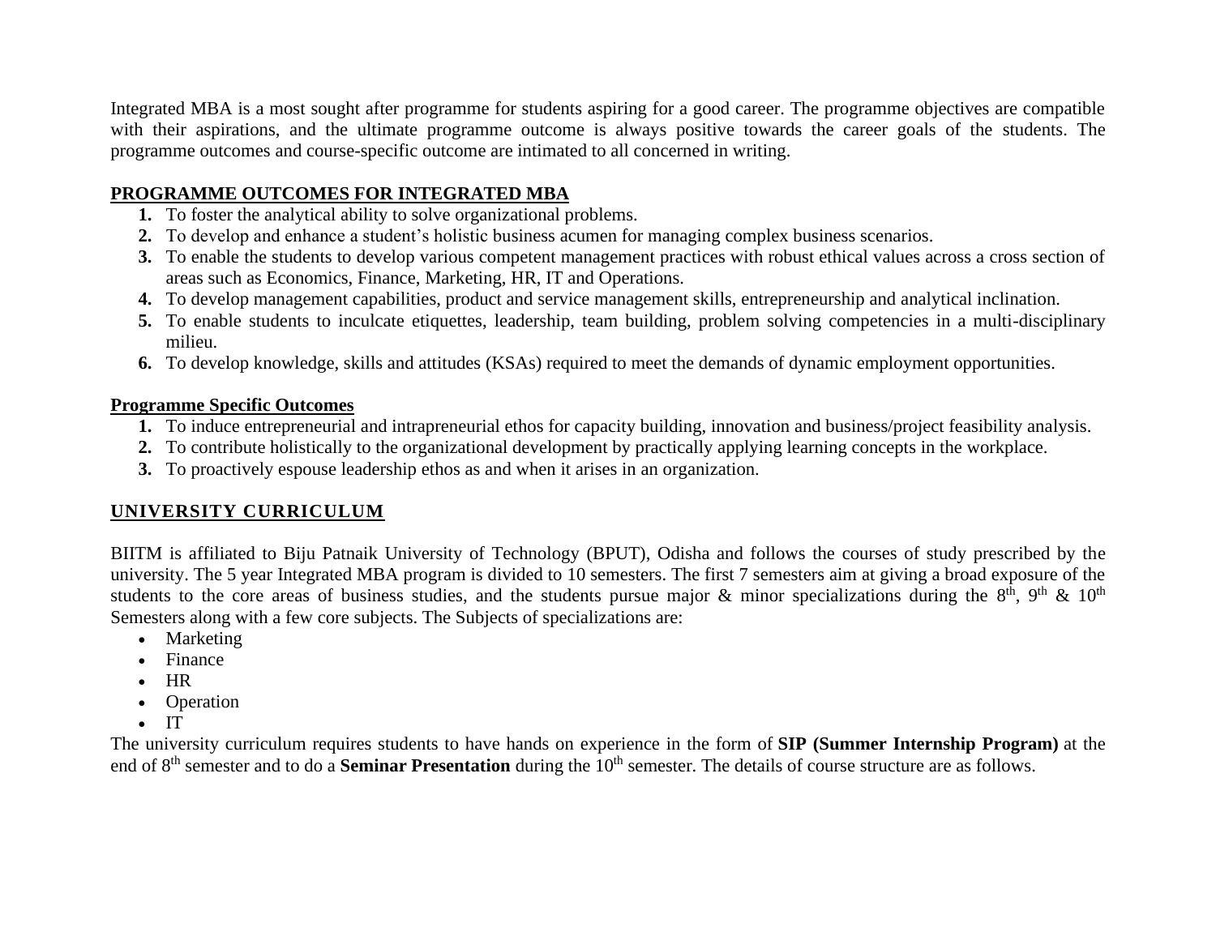Integrated MBA is a most sought after programme for students aspiring for a good career. The programme objectives are compatible with their aspirations, and the ultimate programme outcome is always positive towards the career goals of the students. The programme outcomes and course-specific outcome are intimated to all concerned in writing.

## PROGRAMME OUTCOMES FOR INTEGRATED MBA

1. To foster the analytical ability to solve organizational problems.
2. To develop and enhance a student's holistic business acumen for managing complex business scenarios.
3. To enable the students to develop various competent management practices with robust ethical values across a cross section of areas such as Economics, Finance, Marketing, HR, IT and Operations.
4. To develop management capabilities, product and service management skills, entrepreneurship and analytical inclination.
5. To enable students to inculcate etiquettes, leadership, team building, problem solving competencies in a multi-disciplinary milieu.
6. To develop knowledge, skills and attitudes (KSAs) required to meet the demands of dynamic employment opportunities.

## Programme Specific Outcomes

1. To induce entrepreneurial and intrapreneurial ethos for capacity building, innovation and business/project feasibility analysis.
2. To contribute holistically to the organizational development by practically applying learning concepts in the workplace.
3. To proactively espouse leadership ethos as and when it arises in an organization.

## UNIVERSITY CURRICULUM

BIITM is affiliated to Biju Patnaik University of Technology (BPUT), Odisha and follows the courses of study prescribed by the university. The 5 year Integrated MBA program is divided to 10 semesters. The first 7 semesters aim at giving a broad exposure of the students to the core areas of business studies, and the students pursue major & minor specializations during the 8th, 9th & 10th Semesters along with a few core subjects. The Subjects of specializations are:

- Marketing
- Finance
- HR
- Operation
- IT

The university curriculum requires students to have hands on experience in the form of **SIP (Summer Internship Program)** at the end of 8th semester and to do a **Seminar Presentation** during the 10th semester. The details of course structure are as follows.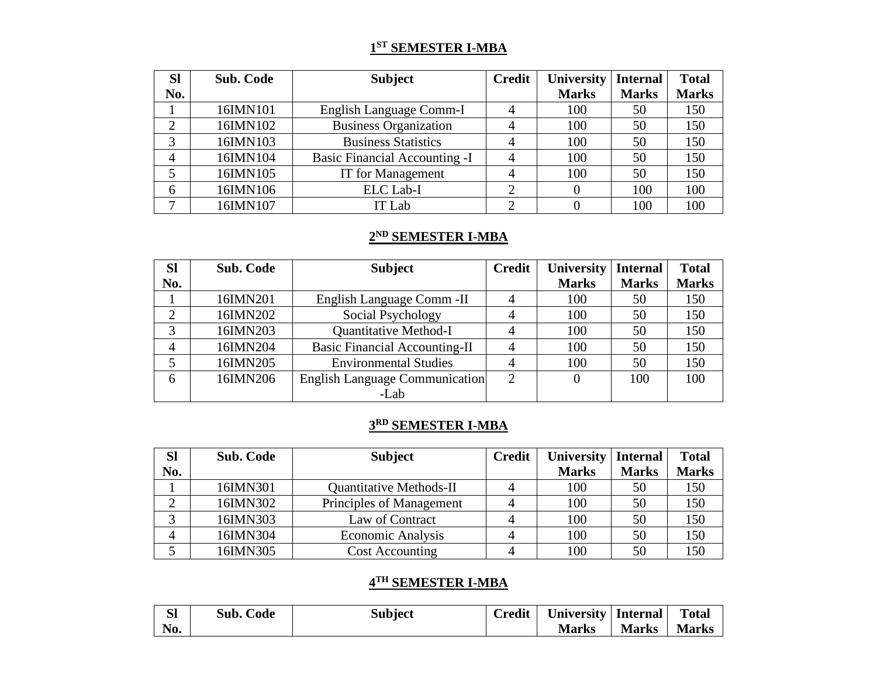## 1ST SEMESTER I-MBA

| Sl No. | Sub. Code | Subject | Credit | University Marks | Internal Marks | Total Marks |
|---|---|---|---|---|---|---|
| 1 | 16IMN101 | English Language Comm-I | 4 | 100 | 50 | 150 |
| 2 | 16IMN102 | Business Organization | 4 | 100 | 50 | 150 |
| 3 | 16IMN103 | Business Statistics | 4 | 100 | 50 | 150 |
| 4 | 16IMN104 | Basic Financial Accounting -I | 4 | 100 | 50 | 150 |
| 5 | 16IMN105 | IT for Management | 4 | 100 | 50 | 150 |
| 6 | 16IMN106 | ELC Lab-I | 2 | 0 | 100 | 100 |
| 7 | 16IMN107 | IT Lab | 2 | 0 | 100 | 100 |

## 2ND SEMESTER I-MBA

| Sl No. | Sub. Code | Subject | Credit | University Marks | Internal Marks | Total Marks |
|---|---|---|---|---|---|---|
| 1 | 16IMN201 | English Language Comm -II | 4 | 100 | 50 | 150 |
| 2 | 16IMN202 | Social Psychology | 4 | 100 | 50 | 150 |
| 3 | 16IMN203 | Quantitative Method-I | 4 | 100 | 50 | 150 |
| 4 | 16IMN204 | Basic Financial Accounting-II | 4 | 100 | 50 | 150 |
| 5 | 16IMN205 | Environmental Studies | 4 | 100 | 50 | 150 |
| 6 | 16IMN206 | English Language Communication -Lab | 2 | 0 | 100 | 100 |

## 3RD SEMESTER I-MBA

| Sl No. | Sub. Code | Subject | Credit | University Marks | Internal Marks | Total Marks |
|---|---|---|---|---|---|---|
| 1 | 16IMN301 | Quantitative Methods-II | 4 | 100 | 50 | 150 |
| 2 | 16IMN302 | Principles of Management | 4 | 100 | 50 | 150 |
| 3 | 16IMN303 | Law of Contract | 4 | 100 | 50 | 150 |
| 4 | 16IMN304 | Economic Analysis | 4 | 100 | 50 | 150 |
| 5 | 16IMN305 | Cost Accounting | 4 | 100 | 50 | 150 |

## 4TH SEMESTER I-MBA

| Sl No. | Sub. Code | Subject | Credit | University Marks | Internal Marks | Total Marks |
|---|---|---|---|---|---|---|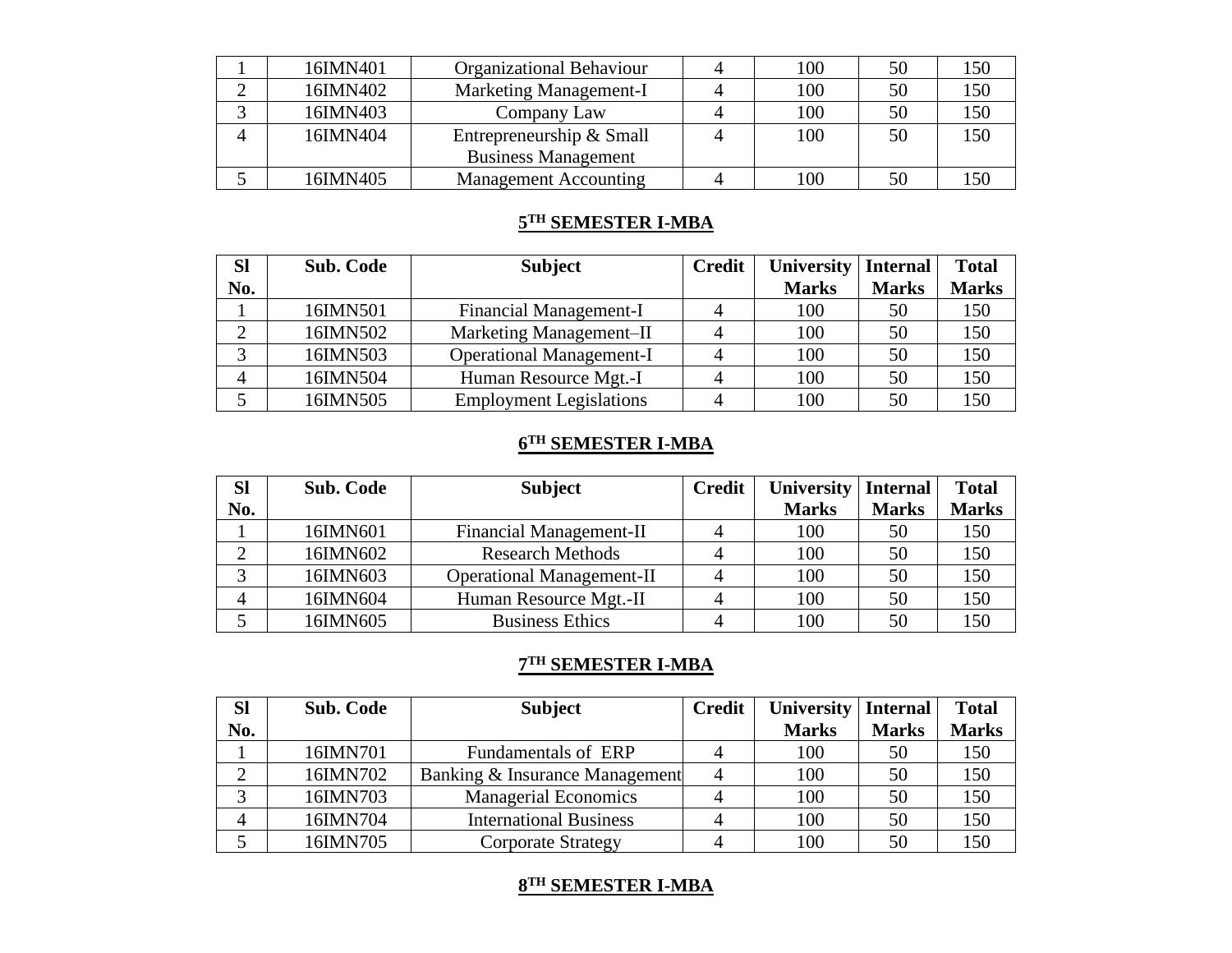| Sl No. | Sub. Code | Subject | Credit | University Marks | Internal Marks | Total Marks |
|---|---|---|---|---|---|---|
| 1 | 16IMN401 | Organizational Behaviour | 4 | 100 | 50 | 150 |
| 2 | 16IMN402 | Marketing Management-I | 4 | 100 | 50 | 150 |
| 3 | 16IMN403 | Company Law | 4 | 100 | 50 | 150 |
| 4 | 16IMN404 | Entrepreneurship & Small Business Management | 4 | 100 | 50 | 150 |
| 5 | 16IMN405 | Management Accounting | 4 | 100 | 50 | 150 |

## 5TH SEMESTER I-MBA

| Sl No. | Sub. Code | Subject | Credit | University Marks | Internal Marks | Total Marks |
|---|---|---|---|---|---|---|
| 1 | 16IMN501 | Financial Management-I | 4 | 100 | 50 | 150 |
| 2 | 16IMN502 | Marketing Management–II | 4 | 100 | 50 | 150 |
| 3 | 16IMN503 | Operational Management-I | 4 | 100 | 50 | 150 |
| 4 | 16IMN504 | Human Resource Mgt.-I | 4 | 100 | 50 | 150 |
| 5 | 16IMN505 | Employment Legislations | 4 | 100 | 50 | 150 |

## 6TH SEMESTER I-MBA

| Sl No. | Sub. Code | Subject | Credit | University Marks | Internal Marks | Total Marks |
|---|---|---|---|---|---|---|
| 1 | 16IMN601 | Financial Management-II | 4 | 100 | 50 | 150 |
| 2 | 16IMN602 | Research Methods | 4 | 100 | 50 | 150 |
| 3 | 16IMN603 | Operational Management-II | 4 | 100 | 50 | 150 |
| 4 | 16IMN604 | Human Resource Mgt.-II | 4 | 100 | 50 | 150 |
| 5 | 16IMN605 | Business Ethics | 4 | 100 | 50 | 150 |

## 7TH SEMESTER I-MBA

| Sl No. | Sub. Code | Subject | Credit | University Marks | Internal Marks | Total Marks |
|---|---|---|---|---|---|---|
| 1 | 16IMN701 | Fundamentals of ERP | 4 | 100 | 50 | 150 |
| 2 | 16IMN702 | Banking & Insurance Management | 4 | 100 | 50 | 150 |
| 3 | 16IMN703 | Managerial Economics | 4 | 100 | 50 | 150 |
| 4 | 16IMN704 | International Business | 4 | 100 | 50 | 150 |
| 5 | 16IMN705 | Corporate Strategy | 4 | 100 | 50 | 150 |

## 8TH SEMESTER I-MBA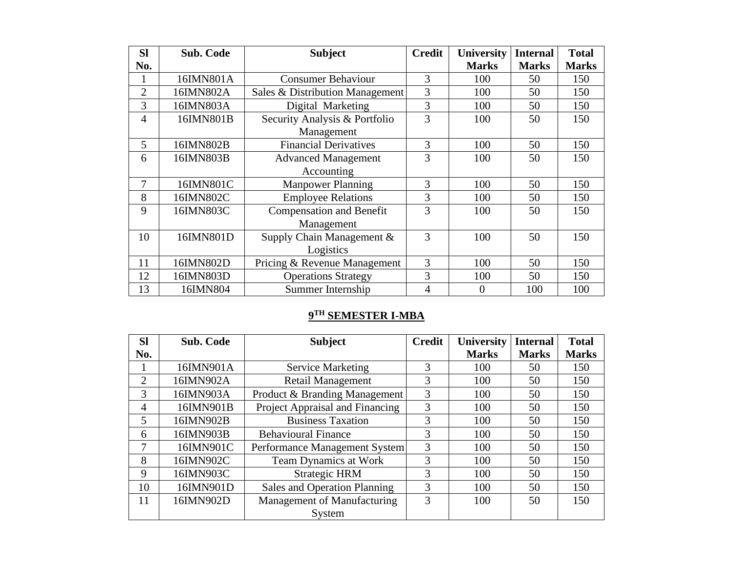| Sl No. | Sub. Code | Subject | Credit | University Marks | Internal Marks | Total Marks |
|---|---|---|---|---|---|---|
| 1 | 16IMN801A | Consumer Behaviour | 3 | 100 | 50 | 150 |
| 2 | 16IMN802A | Sales & Distribution Management | 3 | 100 | 50 | 150 |
| 3 | 16IMN803A | Digital Marketing | 3 | 100 | 50 | 150 |
| 4 | 16IMN801B | Security Analysis & Portfolio Management | 3 | 100 | 50 | 150 |
| 5 | 16IMN802B | Financial Derivatives | 3 | 100 | 50 | 150 |
| 6 | 16IMN803B | Advanced Management Accounting | 3 | 100 | 50 | 150 |
| 7 | 16IMN801C | Manpower Planning | 3 | 100 | 50 | 150 |
| 8 | 16IMN802C | Employee Relations | 3 | 100 | 50 | 150 |
| 9 | 16IMN803C | Compensation and Benefit Management | 3 | 100 | 50 | 150 |
| 10 | 16IMN801D | Supply Chain Management & Logistics | 3 | 100 | 50 | 150 |
| 11 | 16IMN802D | Pricing & Revenue Management | 3 | 100 | 50 | 150 |
| 12 | 16IMN803D | Operations Strategy | 3 | 100 | 50 | 150 |
| 13 | 16IMN804 | Summer Internship | 4 | 0 | 100 | 100 |

## 9TH SEMESTER I-MBA

| Sl No. | Sub. Code | Subject | Credit | University Marks | Internal Marks | Total Marks |
|---|---|---|---|---|---|---|
| 1 | 16IMN901A | Service Marketing | 3 | 100 | 50 | 150 |
| 2 | 16IMN902A | Retail Management | 3 | 100 | 50 | 150 |
| 3 | 16IMN903A | Product & Branding Management | 3 | 100 | 50 | 150 |
| 4 | 16IMN901B | Project Appraisal and Financing | 3 | 100 | 50 | 150 |
| 5 | 16IMN902B | Business Taxation | 3 | 100 | 50 | 150 |
| 6 | 16IMN903B | Behavioural Finance | 3 | 100 | 50 | 150 |
| 7 | 16IMN901C | Performance Management System | 3 | 100 | 50 | 150 |
| 8 | 16IMN902C | Team Dynamics at Work | 3 | 100 | 50 | 150 |
| 9 | 16IMN903C | Strategic HRM | 3 | 100 | 50 | 150 |
| 10 | 16IMN901D | Sales and Operation Planning | 3 | 100 | 50 | 150 |
| 11 | 16IMN902D | Management of Manufacturing System | 3 | 100 | 50 | 150 |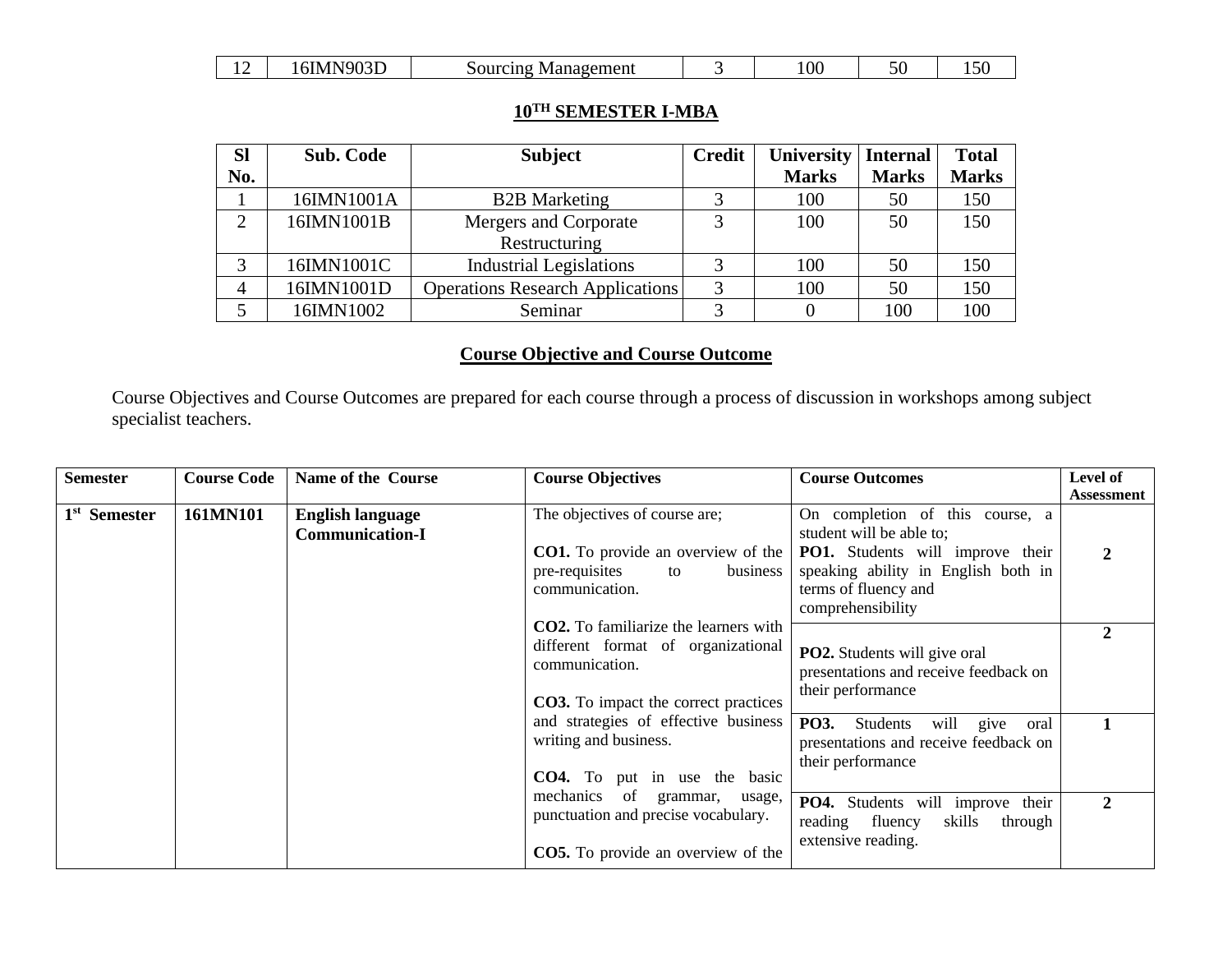| 12 | 16IMN903D | Sourcing Management | 3 | 100 | 50 | 150 |
|---|---|---|---|---|---|---|

## 10TH SEMESTER I-MBA

| Sl No. | Sub. Code | Subject | Credit | University Marks | Internal Marks | Total Marks |
|---|---|---|---|---|---|---|
| 1 | 16IMN1001A | B2B Marketing | 3 | 100 | 50 | 150 |
| 2 | 16IMN1001B | Mergers and Corporate Restructuring | 3 | 100 | 50 | 150 |
| 3 | 16IMN1001C | Industrial Legislations | 3 | 100 | 50 | 150 |
| 4 | 16IMN1001D | Operations Research Applications | 3 | 100 | 50 | 150 |
| 5 | 16IMN1002 | Seminar | 3 | 0 | 100 | 100 |

## Course Objective and Course Outcome

Course Objectives and Course Outcomes are prepared for each course through a process of discussion in workshops among subject specialist teachers.

| Semester | Course Code | Name of the Course | Course Objectives | Course Outcomes | Level of Assessment |
|---|---|---|---|---|---|
| 1st Semester | 161MN101 | **English language Communication-I** | The objectives of course are;<br><br>**CO1.** To provide an overview of the pre-requisites to business communication.<br><br>**CO2.** To familiarize the learners with different format of organizational communication.<br><br>**CO3.** To impact the correct practices and strategies of effective business writing and business.<br><br>**CO4.** To put in use the basic mechanics of grammar, usage, punctuation and precise vocabulary.<br><br>**CO5.** To provide an overview of the | On completion of this course, a student will be able to;<br>**PO1.** Students will improve their speaking ability in English both in terms of fluency and comprehensibility | 2 |
| | | | | **PO2.** Students will give oral presentations and receive feedback on their performance | 2 |
| | | | | **PO3.** Students will give oral presentations and receive feedback on their performance | 1 |
| | | | | **PO4.** Students will improve their reading fluency skills through extensive reading. | 2 |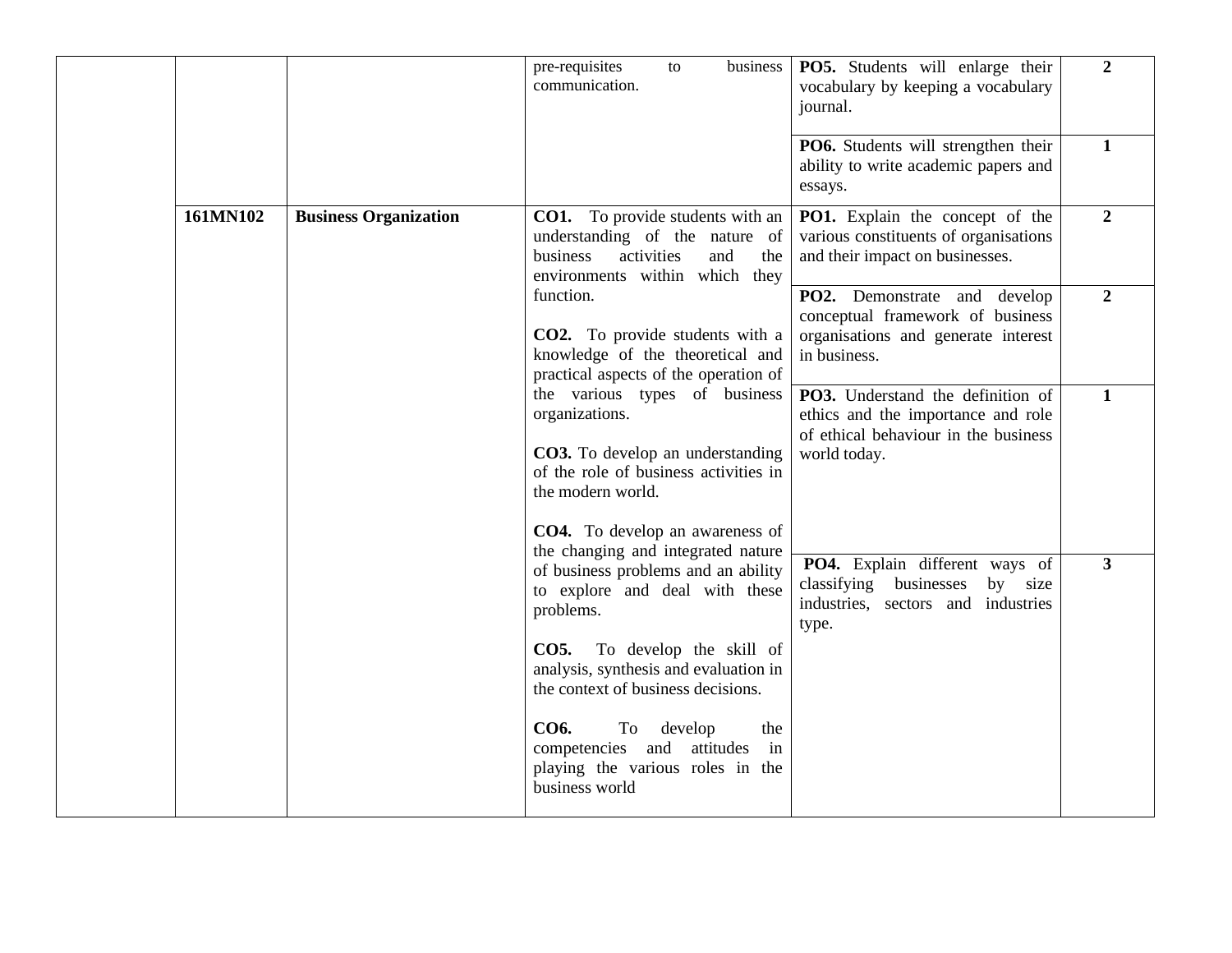| | | | | | |
|---|---|---|---|---|---|
| | | | pre-requisites to business communication. | **PO5.** Students will enlarge their vocabulary by keeping a vocabulary journal. | **2** |
| | | | | **PO6.** Students will strengthen their ability to write academic papers and essays. | **1** |
| | **161MN102** | **Business Organization** | **CO1.** To provide students with an understanding of the nature of business activities and the environments within which they function.<br><br>**CO2.** To provide students with a knowledge of the theoretical and practical aspects of the operation of the various types of business organizations.<br><br>**CO3.** To develop an understanding of the role of business activities in the modern world.<br><br>**CO4.** To develop an awareness of the changing and integrated nature of business problems and an ability to explore and deal with these problems.<br><br>**CO5.** To develop the skill of analysis, synthesis and evaluation in the context of business decisions.<br><br>**CO6.** To develop the competencies and attitudes in playing the various roles in the business world | **PO1.** Explain the concept of the various constituents of organisations and their impact on businesses. | **2** |
| | | | | **PO2.** Demonstrate and develop conceptual framework of business organisations and generate interest in business. | **2** |
| | | | | **PO3.** Understand the definition of ethics and the importance and role of ethical behaviour in the business world today. | **1** |
| | | | | **PO4.** Explain different ways of classifying businesses by size industries, sectors and industries type. | **3** |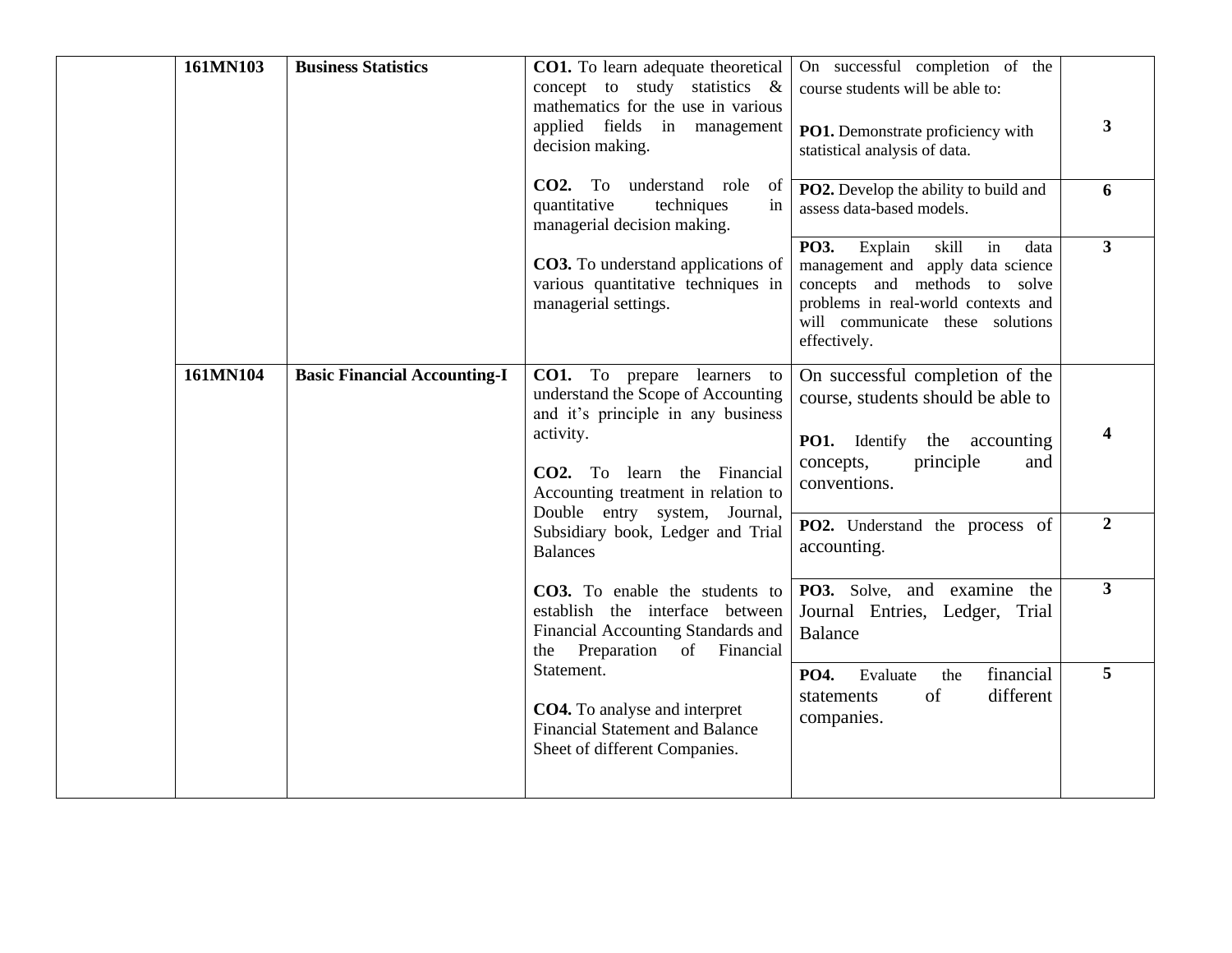| | | | | | |
|---|---|---|---|---|---|
| | **161MN103** | **Business Statistics** | **CO1.** To learn adequate theoretical concept to study statistics & mathematics for the use in various applied fields in management decision making.<br><br>**CO2.** To understand role of quantitative techniques in managerial decision making.<br><br>**CO3.** To understand applications of various quantitative techniques in managerial settings. | On successful completion of the course students will be able to:<br><br>**PO1.** Demonstrate proficiency with statistical analysis of data. | **3** |
| | | | | **PO2.** Develop the ability to build and assess data-based models. | **6** |
| | | | | **PO3.** Explain skill in data management and apply data science concepts and methods to solve problems in real-world contexts and will communicate these solutions effectively. | **3** |
| | **161MN104** | **Basic Financial Accounting-I** | **CO1.** To prepare learners to understand the Scope of Accounting and it's principle in any business activity.<br><br>**CO2.** To learn the Financial Accounting treatment in relation to Double entry system, Journal, Subsidiary book, Ledger and Trial Balances<br><br>**CO3.** To enable the students to establish the interface between Financial Accounting Standards and the Preparation of Financial Statement.<br><br>**CO4.** To analyse and interpret Financial Statement and Balance Sheet of different Companies. | On successful completion of the course, students should be able to<br><br>**PO1.** Identify the accounting concepts, principle and conventions. | **4** |
| | | | | **PO2.** Understand the process of accounting. | **2** |
| | | | | **PO3.** Solve, and examine the Journal Entries, Ledger, Trial Balance | **3** |
| | | | | **PO4.** Evaluate the financial statements of different companies. | **5** |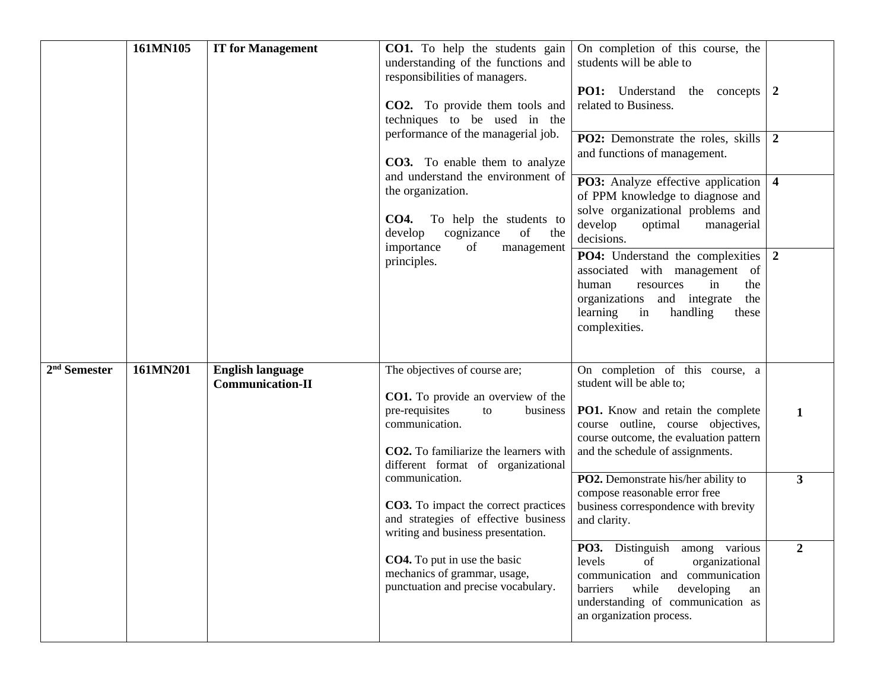| | | | | | |
|---|---|---|---|---|---|
| | **161MN105** | **IT for Management** | **CO1.** To help the students gain understanding of the functions and responsibilities of managers.<br><br>**CO2.** To provide them tools and techniques to be used in the performance of the managerial job.<br><br>**CO3.** To enable them to analyze and understand the environment of the organization.<br><br>**CO4.** To help the students to develop cognizance of the importance of management principles. | On completion of this course, the students will be able to<br><br>**PO1:** Understand the concepts related to Business. | **2** |
| | | | | **PO2:** Demonstrate the roles, skills and functions of management. | **2** |
| | | | | **PO3:** Analyze effective application of PPM knowledge to diagnose and solve organizational problems and develop optimal managerial decisions. | **4** |
| | | | | **PO4:** Understand the complexities associated with management of human resources in the organizations and integrate the learning in handling these complexities. | **2** |
| **2nd Semester** | **161MN201** | **English language Communication-II** | The objectives of course are;<br><br>**CO1.** To provide an overview of the pre-requisites to business communication.<br><br>**CO2.** To familiarize the learners with different format of organizational communication.<br><br>**CO3.** To impact the correct practices and strategies of effective business writing and business presentation.<br><br>**CO4.** To put in use the basic mechanics of grammar, usage, punctuation and precise vocabulary. | On completion of this course, a student will be able to;<br><br>**PO1.** Know and retain the complete course outline, course objectives, course outcome, the evaluation pattern and the schedule of assignments. | **1** |
| | | | | **PO2.** Demonstrate his/her ability to compose reasonable error free business correspondence with brevity and clarity. | **3** |
| | | | | **PO3.** Distinguish among various levels of organizational communication and communication barriers while developing an understanding of communication as an organization process. | **2** |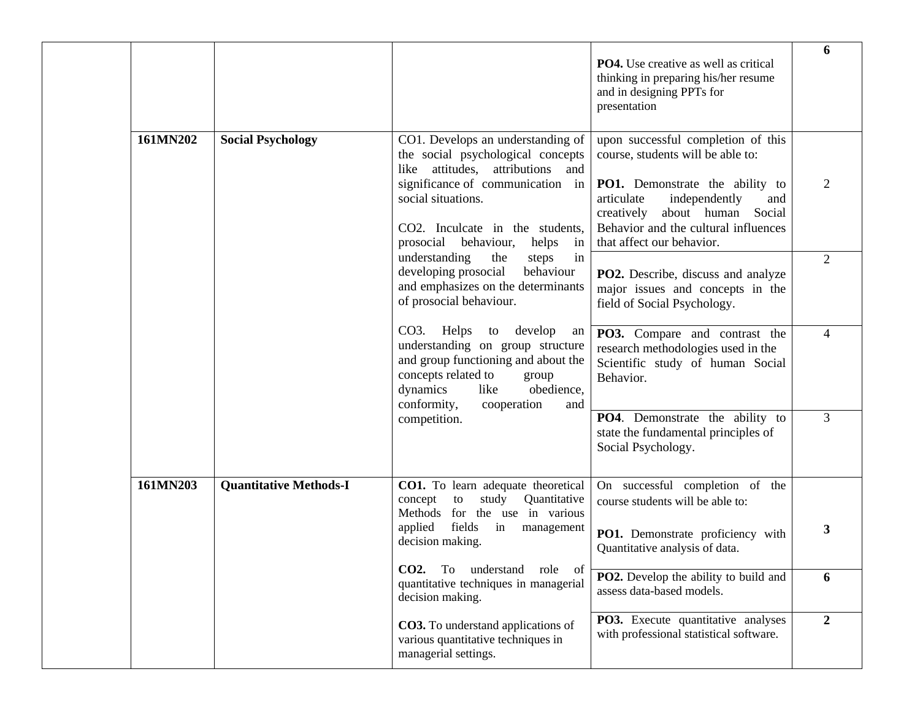| | | | | | |
|---|---|---|---|---|---|
| | | | | **PO4.** Use creative as well as critical thinking in preparing his/her resume and in designing PPTs for presentation | **6** |
| | **161MN202** | **Social Psychology** | CO1. Develops an understanding of the social psychological concepts like attitudes, attributions and significance of communication in social situations.<br><br>CO2. Inculcate in the students, prosocial behaviour, helps in understanding the steps in developing prosocial behaviour and emphasizes on the determinants of prosocial behaviour.<br><br>CO3. Helps to develop an understanding on group structure and group functioning and about the concepts related to group dynamics like obedience, conformity, cooperation and competition. | upon successful completion of this course, students will be able to:<br><br>**PO1.** Demonstrate the ability to articulate independently and creatively about human Social Behavior and the cultural influences that affect our behavior. | 2 |
| | | | | **PO2.** Describe, discuss and analyze major issues and concepts in the field of Social Psychology. | 2 |
| | | | | **PO3.** Compare and contrast the research methodologies used in the Scientific study of human Social Behavior. | 4 |
| | | | | **PO4**. Demonstrate the ability to state the fundamental principles of Social Psychology. | 3 |
| | **161MN203** | **Quantitative Methods-I** | **CO1.** To learn adequate theoretical concept to study Quantitative Methods for the use in various applied fields in management decision making.<br><br>**CO2.** To understand role of quantitative techniques in managerial decision making.<br><br>**CO3.** To understand applications of various quantitative techniques in managerial settings. | On successful completion of the course students will be able to:<br><br>**PO1.** Demonstrate proficiency with Quantitative analysis of data. | **3** |
| | | | | **PO2.** Develop the ability to build and assess data-based models. | **6** |
| | | | | **PO3.** Execute quantitative analyses with professional statistical software. | **2** |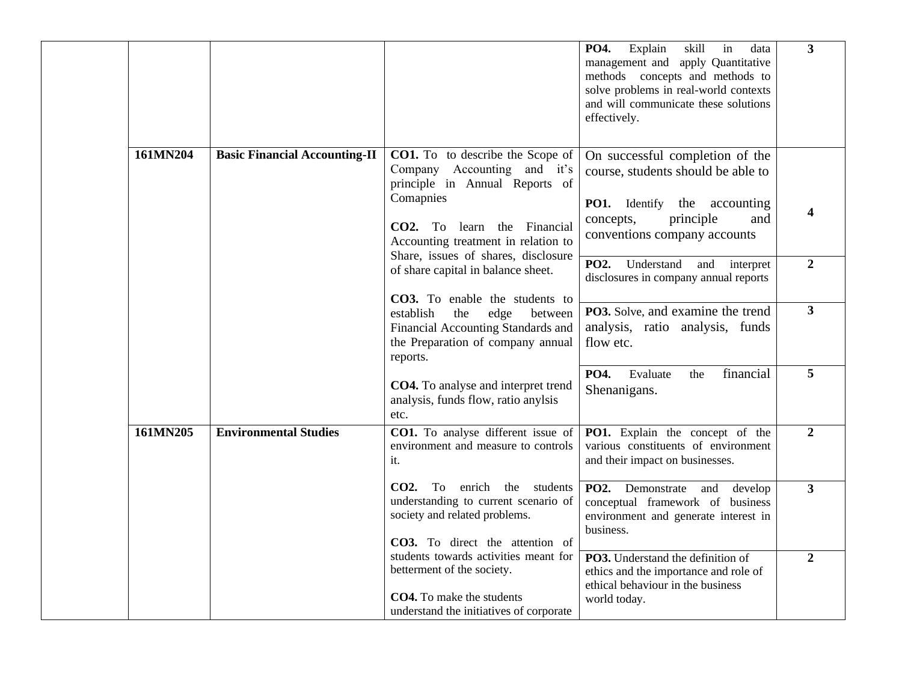| | | | | | |
|---|---|---|---|---|---|
| | | | | **PO4.** Explain skill in data management and apply Quantitative methods concepts and methods to solve problems in real-world contexts and will communicate these solutions effectively. | **3** |
| | **161MN204** | **Basic Financial Accounting-II** | **CO1.** To to describe the Scope of Company Accounting and it's principle in Annual Reports of Comapnies<br><br>**CO2.** To learn the Financial Accounting treatment in relation to Share, issues of shares, disclosure of share capital in balance sheet.<br><br>**CO3.** To enable the students to establish the edge between Financial Accounting Standards and the Preparation of company annual reports.<br><br>**CO4.** To analyse and interpret trend analysis, funds flow, ratio anylsis etc. | On successful completion of the course, students should be able to<br><br>**PO1.** Identify the accounting concepts, principle and conventions company accounts | **4** |
| | | | | **PO2.** Understand and interpret disclosures in company annual reports | **2** |
| | | | | **PO3.** Solve, and examine the trend analysis, ratio analysis, funds flow etc. | **3** |
| | | | | **PO4.** Evaluate the financial Shenanigans. | **5** |
| | **161MN205** | **Environmental Studies** | **CO1.** To analyse different issue of environment and measure to controls it.<br><br>**CO2.** To enrich the students understanding to current scenario of society and related problems.<br><br>**CO3.** To direct the attention of students towards activities meant for betterment of the society.<br><br>**CO4.** To make the students understand the initiatives of corporate | **PO1.** Explain the concept of the various constituents of environment and their impact on businesses. | **2** |
| | | | | **PO2.** Demonstrate and develop conceptual framework of business environment and generate interest in business. | **3** |
| | | | | **PO3.** Understand the definition of ethics and the importance and role of ethical behaviour in the business world today. | **2** |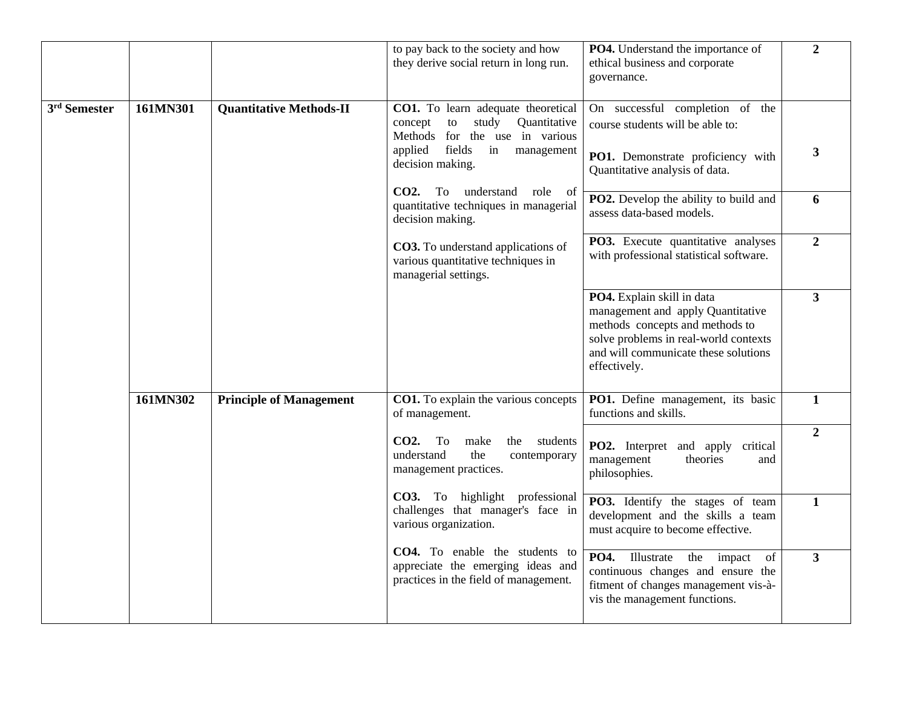| | | | | | |
|---|---|---|---|---|---|
| | | | to pay back to the society and how they derive social return in long run. | **PO4.** Understand the importance of ethical business and corporate governance. | **2** |
| **3rd Semester** | **161MN301** | **Quantitative Methods-II** | **CO1.** To learn adequate theoretical concept to study Quantitative Methods for the use in various applied fields in management decision making.<br><br>**CO2.** To understand role of quantitative techniques in managerial decision making.<br><br>**CO3.** To understand applications of various quantitative techniques in managerial settings. | On successful completion of the course students will be able to:<br><br>**PO1.** Demonstrate proficiency with Quantitative analysis of data. | **3** |
| | | | | **PO2.** Develop the ability to build and assess data-based models. | **6** |
| | | | | **PO3.** Execute quantitative analyses with professional statistical software. | **2** |
| | | | | **PO4.** Explain skill in data management and apply Quantitative methods concepts and methods to solve problems in real-world contexts and will communicate these solutions effectively. | **3** |
| | **161MN302** | **Principle of Management** | **CO1.** To explain the various concepts of management.<br><br>**CO2.** To make the students understand the contemporary management practices.<br><br>**CO3.** To highlight professional challenges that manager's face in various organization.<br><br>**CO4.** To enable the students to appreciate the emerging ideas and practices in the field of management. | **PO1.** Define management, its basic functions and skills. | **1** |
| | | | | **PO2.** Interpret and apply critical management theories and philosophies. | **2** |
| | | | | **PO3.** Identify the stages of team development and the skills a team must acquire to become effective. | **1** |
| | | | | **PO4.** Illustrate the impact of continuous changes and ensure the fitment of changes management vis-à-vis the management functions. | **3** |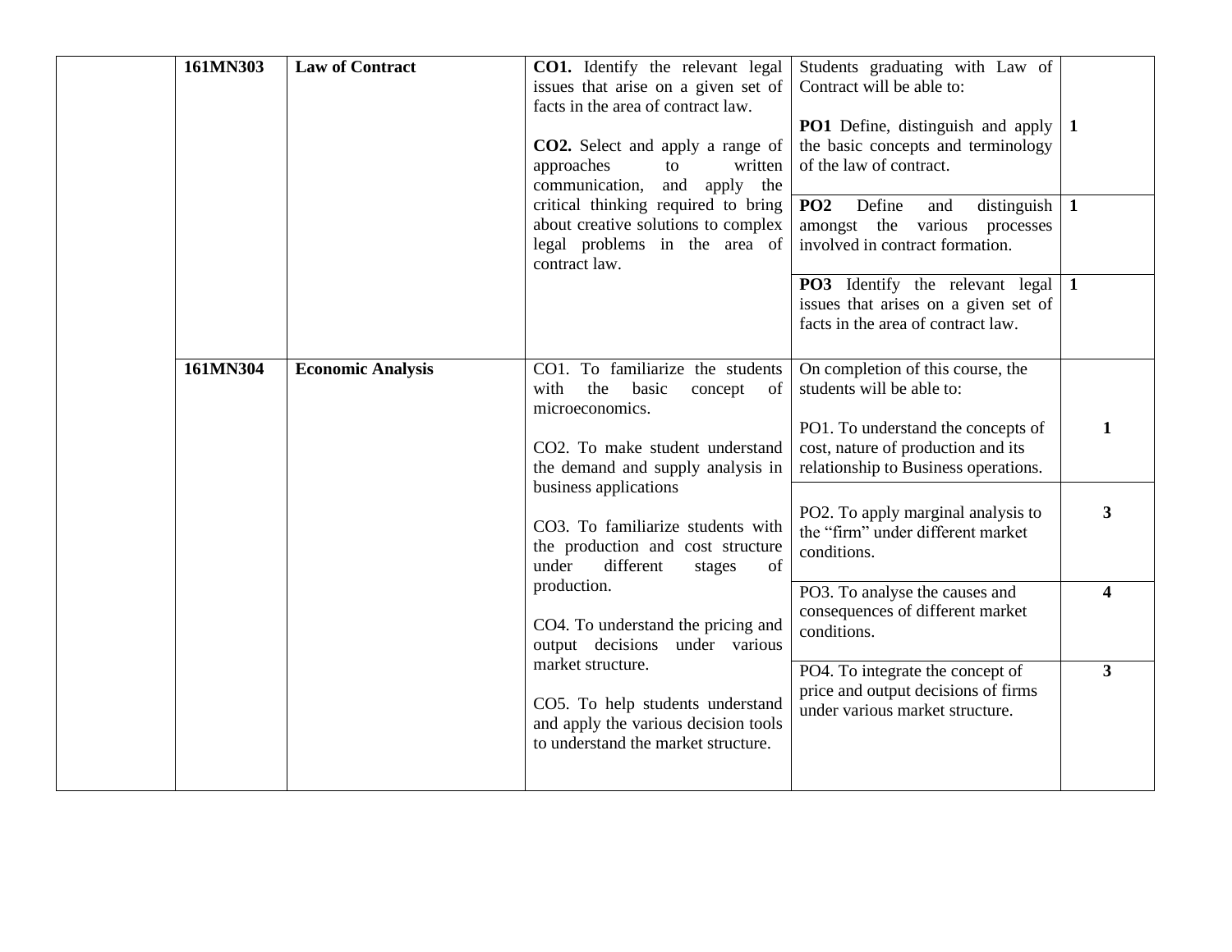| | 161MN303 | **Law of Contract** | **CO1.** Identify the relevant legal issues that arise on a given set of facts in the area of contract law.<br><br>**CO2.** Select and apply a range of approaches to written communication, and apply the critical thinking required to bring about creative solutions to complex legal problems in the area of contract law. | Students graduating with Law of Contract will be able to:<br><br>**PO1** Define, distinguish and apply the basic concepts and terminology of the law of contract. | **1** |
|---|---|---|---|---|---|
| | | | | **PO2** Define and distinguish amongst the various processes involved in contract formation. | **1** |
| | | | | **PO3** Identify the relevant legal issues that arises on a given set of facts in the area of contract law. | **1** |
| | 161MN304 | **Economic Analysis** | CO1. To familiarize the students with the basic concept of microeconomics.<br><br>CO2. To make student understand the demand and supply analysis in business applications<br><br>CO3. To familiarize students with the production and cost structure under different stages of production.<br><br>CO4. To understand the pricing and output decisions under various market structure.<br><br>CO5. To help students understand and apply the various decision tools to understand the market structure. | On completion of this course, the students will be able to:<br><br>PO1. To understand the concepts of cost, nature of production and its relationship to Business operations. | **1** |
| | | | | PO2. To apply marginal analysis to the "firm" under different market conditions. | **3** |
| | | | | PO3. To analyse the causes and consequences of different market conditions. | **4** |
| | | | | PO4. To integrate the concept of price and output decisions of firms under various market structure. | **3** |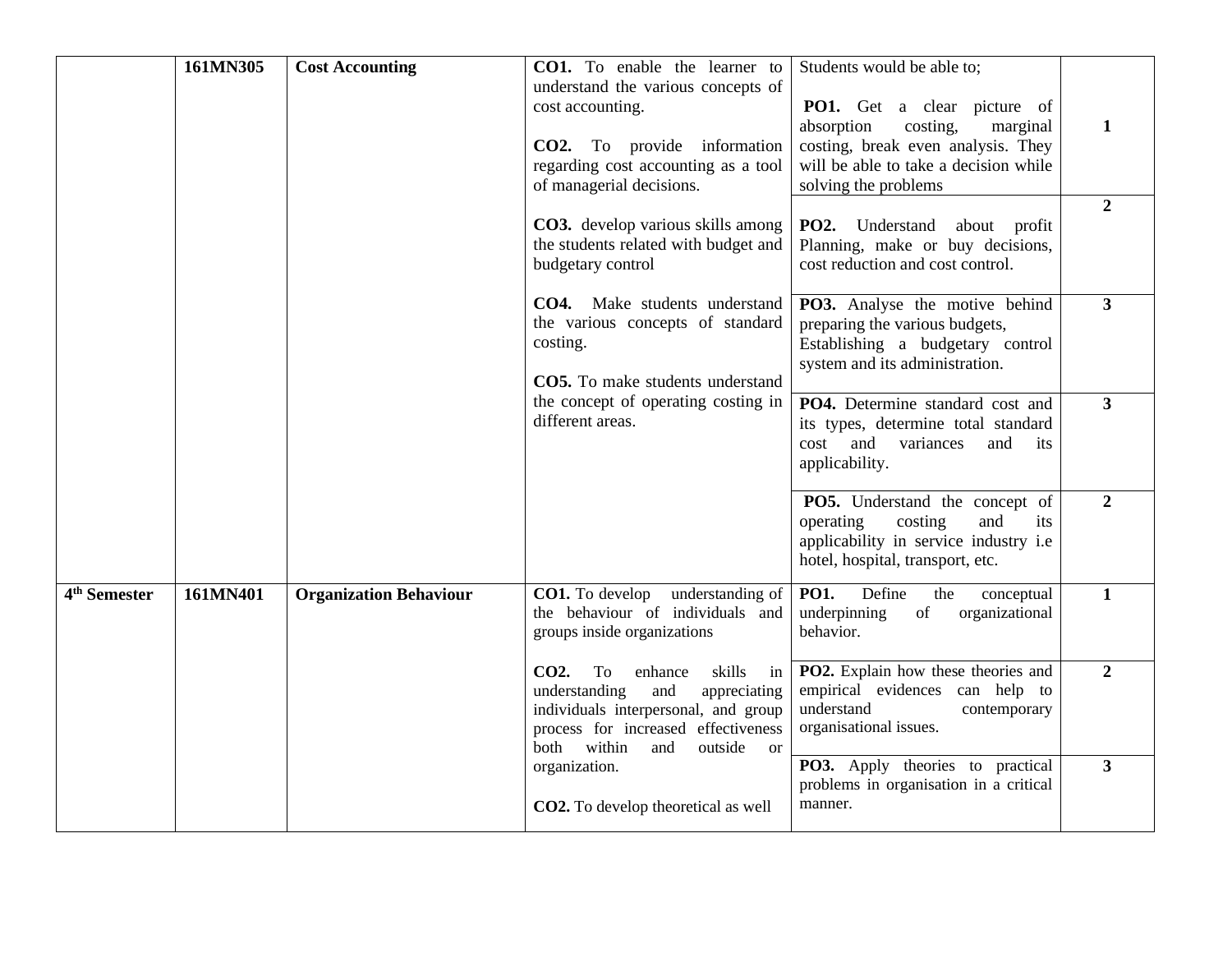| | | | | | |
|---|---|---|---|---|---|
| | **161MN305** | **Cost Accounting** | **CO1.** To enable the learner to understand the various concepts of cost accounting.<br><br>**CO2.** To provide information regarding cost accounting as a tool of managerial decisions.<br><br>**CO3.** develop various skills among the students related with budget and budgetary control<br><br>**CO4.** Make students understand the various concepts of standard costing.<br><br>**CO5.** To make students understand the concept of operating costing in different areas. | Students would be able to;<br><br>**PO1.** Get a clear picture of absorption costing, marginal costing, break even analysis. They will be able to take a decision while solving the problems | **1** |
| | | | | **PO2.** Understand about profit Planning, make or buy decisions, cost reduction and cost control. | **2** |
| | | | | **PO3.** Analyse the motive behind preparing the various budgets, Establishing a budgetary control system and its administration. | **3** |
| | | | | **PO4.** Determine standard cost and its types, determine total standard cost and variances and its applicability. | **3** |
| | | | | **PO5.** Understand the concept of operating costing and its applicability in service industry i.e hotel, hospital, transport, etc. | **2** |
| **4th Semester** | **161MN401** | **Organization Behaviour** | **CO1.** To develop understanding of the behaviour of individuals and groups inside organizations<br><br>**CO2.** To enhance skills in understanding and appreciating individuals interpersonal, and group process for increased effectiveness both within and outside or organization.<br><br>**CO2.** To develop theoretical as well | **PO1.** Define the conceptual underpinning of organizational behavior. | **1** |
| | | | | **PO2.** Explain how these theories and empirical evidences can help to understand contemporary organisational issues. | **2** |
| | | | | **PO3.** Apply theories to practical problems in organisation in a critical manner. | **3** |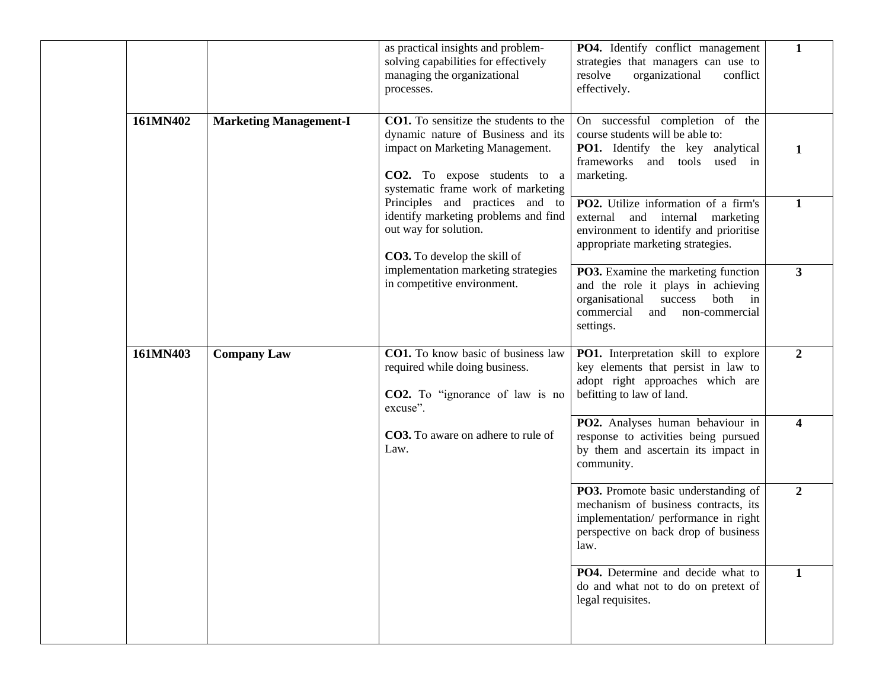| | | | | | |
|---|---|---|---|---|---|
| | | | as practical insights and problem-solving capabilities for effectively managing the organizational processes. | **PO4.** Identify conflict management strategies that managers can use to resolve organizational conflict effectively. | **1** |
| | **161MN402** | **Marketing Management-I** | **CO1.** To sensitize the students to the dynamic nature of Business and its impact on Marketing Management.<br><br>**CO2.** To expose students to a systematic frame work of marketing Principles and practices and to identify marketing problems and find out way for solution.<br><br>**CO3.** To develop the skill of implementation marketing strategies in competitive environment. | On successful completion of the course students will be able to:<br>**PO1.** Identify the key analytical frameworks and tools used in marketing. | **1** |
| | | | | **PO2.** Utilize information of a firm's external and internal marketing environment to identify and prioritise appropriate marketing strategies. | **1** |
| | | | | **PO3.** Examine the marketing function and the role it plays in achieving organisational success both in commercial and non-commercial settings. | **3** |
| | **161MN403** | **Company Law** | **CO1.** To know basic of business law required while doing business.<br><br>**CO2.** To "ignorance of law is no excuse".<br><br>**CO3.** To aware on adhere to rule of Law. | **PO1.** Interpretation skill to explore key elements that persist in law to adopt right approaches which are befitting to law of land. | **2** |
| | | | | **PO2.** Analyses human behaviour in response to activities being pursued by them and ascertain its impact in community. | **4** |
| | | | | **PO3.** Promote basic understanding of mechanism of business contracts, its implementation/ performance in right perspective on back drop of business law. | **2** |
| | | | | **PO4.** Determine and decide what to do and what not to do on pretext of legal requisites. | **1** |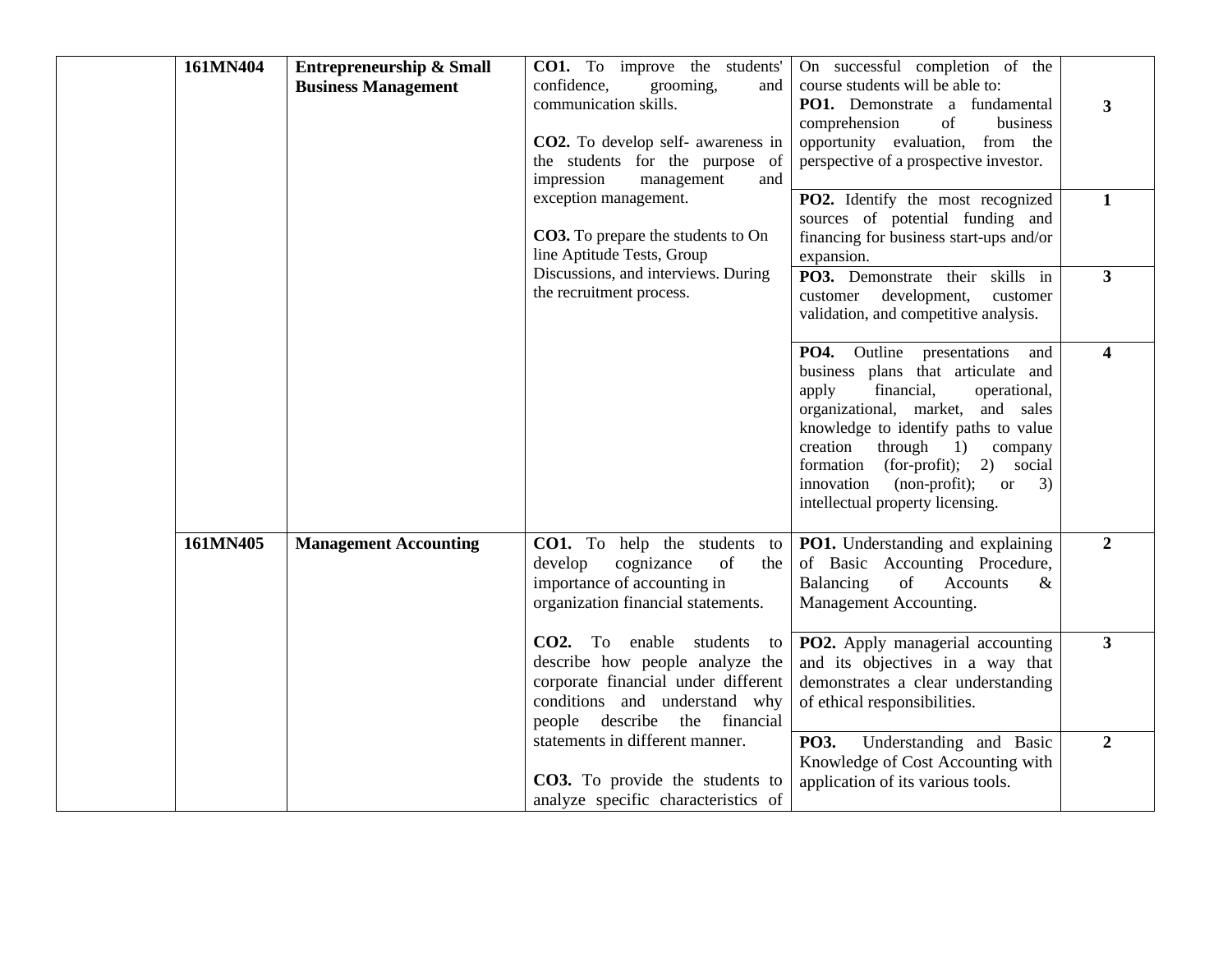|  | 161MN404 | **Entrepreneurship & Small Business Management** | **CO1.** To improve the students' confidence, grooming, and communication skills.<br><br>**CO2.** To develop self- awareness in the students for the purpose of impression management and exception management.<br><br>**CO3.** To prepare the students to On line Aptitude Tests, Group Discussions, and interviews. During the recruitment process. | On successful completion of the course students will be able to:<br>**PO1.** Demonstrate a fundamental comprehension of business opportunity evaluation, from the perspective of a prospective investor. | **3** |
|---|---|---|---|---|---|
|  |  |  |  | **PO2.** Identify the most recognized sources of potential funding and financing for business start-ups and/or expansion. | **1** |
|  |  |  |  | **PO3.** Demonstrate their skills in customer development, customer validation, and competitive analysis. | **3** |
|  |  |  |  | **PO4.** Outline presentations and business plans that articulate and apply financial, operational, organizational, market, and sales knowledge to identify paths to value creation through 1) company formation (for-profit); 2) social innovation (non-profit); or 3) intellectual property licensing. | **4** |
|  | **161MN405** | **Management Accounting** | **CO1.** To help the students to develop cognizance of the importance of accounting in organization financial statements.<br><br>**CO2.** To enable students to describe how people analyze the corporate financial under different conditions and understand why people describe the financial statements in different manner.<br><br>**CO3.** To provide the students to analyze specific characteristics of | **PO1.** Understanding and explaining of Basic Accounting Procedure, Balancing of Accounts & Management Accounting. | **2** |
|  |  |  |  | **PO2.** Apply managerial accounting and its objectives in a way that demonstrates a clear understanding of ethical responsibilities. | **3** |
|  |  |  |  | **PO3.** Understanding and Basic Knowledge of Cost Accounting with application of its various tools. | **2** |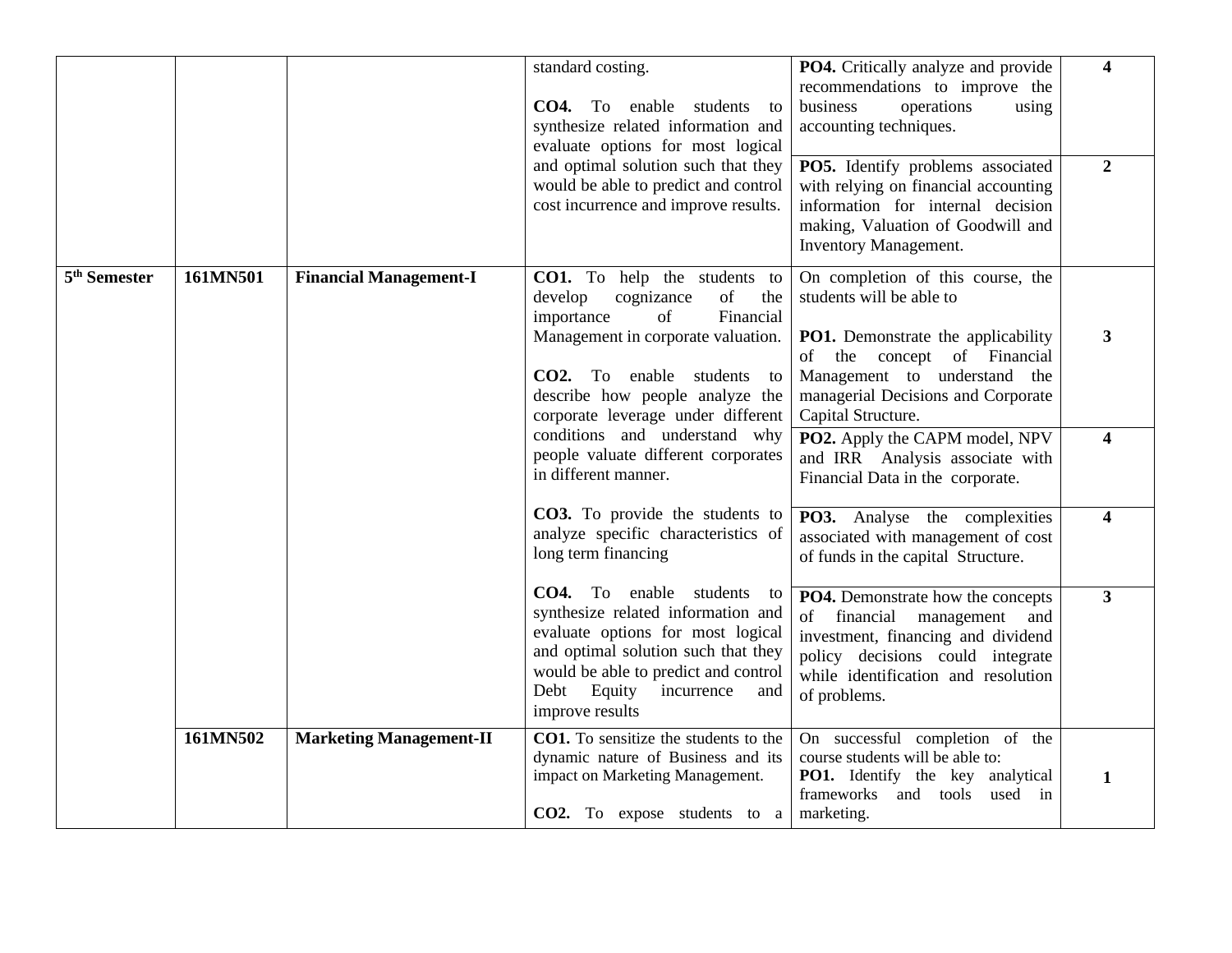| | | | | | |
|---|---|---|---|---|---|
| | | | standard costing.<br><br>**CO4.** To enable students to synthesize related information and evaluate options for most logical and optimal solution such that they would be able to predict and control cost incurrence and improve results. | **PO4.** Critically analyze and provide recommendations to improve the business operations using accounting techniques. | **4** |
| | | | | **PO5.** Identify problems associated with relying on financial accounting information for internal decision making, Valuation of Goodwill and Inventory Management. | **2** |
| **5th Semester** | **161MN501** | **Financial Management-I** | **CO1.** To help the students to develop cognizance of the importance of Financial Management in corporate valuation.<br><br>**CO2.** To enable students to describe how people analyze the corporate leverage under different conditions and understand why people valuate different corporates in different manner.<br><br>**CO3.** To provide the students to analyze specific characteristics of long term financing<br><br>**CO4.** To enable students to synthesize related information and evaluate options for most logical and optimal solution such that they would be able to predict and control Debt Equity incurrence and improve results | On completion of this course, the students will be able to<br><br>**PO1.** Demonstrate the applicability of the concept of Financial Management to understand the managerial Decisions and Corporate Capital Structure. | **3** |
| | | | | **PO2.** Apply the CAPM model, NPV and IRR Analysis associate with Financial Data in the corporate. | **4** |
| | | | | **PO3.** Analyse the complexities associated with management of cost of funds in the capital Structure. | **4** |
| | | | | **PO4.** Demonstrate how the concepts of financial management and investment, financing and dividend policy decisions could integrate while identification and resolution of problems. | **3** |
| | **161MN502** | **Marketing Management-II** | **CO1.** To sensitize the students to the dynamic nature of Business and its impact on Marketing Management.<br><br>**CO2.** To expose students to a | On successful completion of the course students will be able to:<br>**PO1.** Identify the key analytical frameworks and tools used in marketing. | **1** |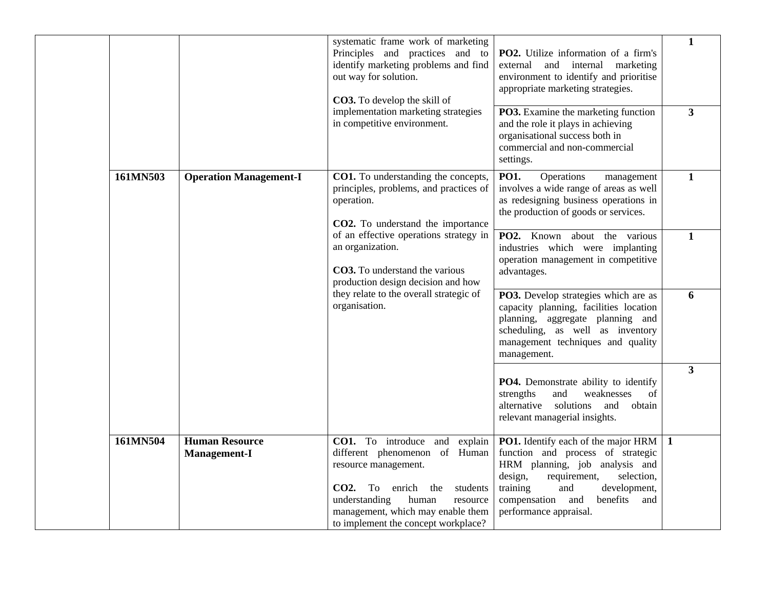| | | | | | |
|---|---|---|---|---|---|
| | | | systematic frame work of marketing Principles and practices and to identify marketing problems and find out way for solution.<br><br>**CO3.** To develop the skill of implementation marketing strategies in competitive environment. | **PO2.** Utilize information of a firm's external and internal marketing environment to identify and prioritise appropriate marketing strategies. | **1** |
| | | | | **PO3.** Examine the marketing function and the role it plays in achieving organisational success both in commercial and non-commercial settings. | **3** |
| | **161MN503** | **Operation Management-I** | **CO1.** To understanding the concepts, principles, problems, and practices of operation.<br><br>**CO2.** To understand the importance of an effective operations strategy in an organization.<br><br>**CO3.** To understand the various production design decision and how they relate to the overall strategic of organisation. | **PO1.** Operations management involves a wide range of areas as well as redesigning business operations in the production of goods or services. | **1** |
| | | | | **PO2.** Known about the various industries which were implanting operation management in competitive advantages. | **1** |
| | | | | **PO3.** Develop strategies which are as capacity planning, facilities location planning, aggregate planning and scheduling, as well as inventory management techniques and quality management. | **6** |
| | | | | **PO4.** Demonstrate ability to identify strengths and weaknesses of alternative solutions and obtain relevant managerial insights. | **3** |
| | **161MN504** | **Human Resource Management-I** | **CO1.** To introduce and explain different phenomenon of Human resource management.<br><br>**CO2.** To enrich the students understanding human resource management, which may enable them to implement the concept workplace? | **PO1.** Identify each of the major HRM function and process of strategic HRM planning, job analysis and design, requirement, selection, training and development, compensation and benefits and performance appraisal. | **1** |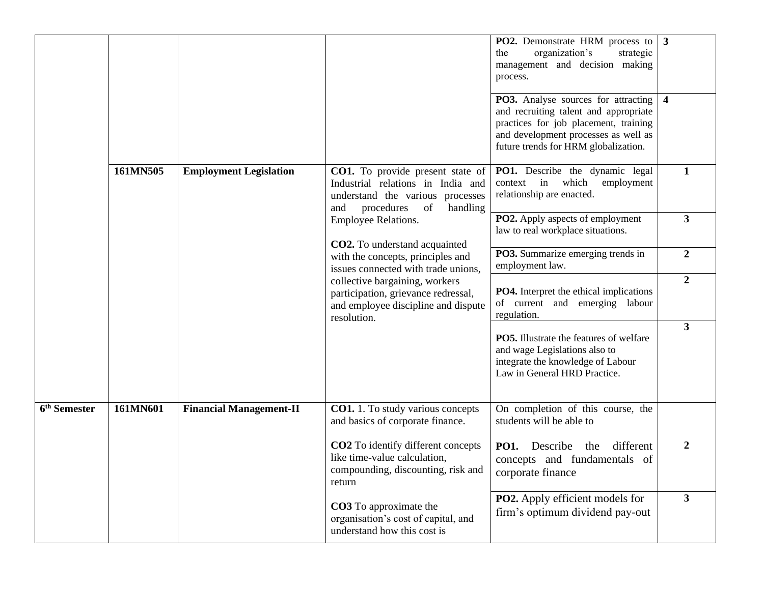| | | | | | |
|---|---|---|---|---|---|
| | | | | **PO2.** Demonstrate HRM process to the organization's strategic management and decision making process. | **3** |
| | | | | **PO3.** Analyse sources for attracting and recruiting talent and appropriate practices for job placement, training and development processes as well as future trends for HRM globalization. | **4** |
| | **161MN505** | **Employment Legislation** | **CO1.** To provide present state of Industrial relations in India and understand the various processes and procedures of handling Employee Relations.<br><br>**CO2.** To understand acquainted with the concepts, principles and issues connected with trade unions, collective bargaining, workers participation, grievance redressal, and employee discipline and dispute resolution. | **PO1.** Describe the dynamic legal context in which employment relationship are enacted. | **1** |
| | | | | **PO2.** Apply aspects of employment law to real workplace situations. | **3** |
| | | | | **PO3.** Summarize emerging trends in employment law. | **2** |
| | | | | **PO4.** Interpret the ethical implications of current and emerging labour regulation. | **2** |
| | | | | **PO5.** Illustrate the features of welfare and wage Legislations also to integrate the knowledge of Labour Law in General HRD Practice. | **3** |
| **6th Semester** | **161MN601** | **Financial Management-II** | **CO1.** 1. To study various concepts and basics of corporate finance.<br><br>**CO2** To identify different concepts like time-value calculation, compounding, discounting, risk and return<br><br>**CO3** To approximate the organisation's cost of capital, and understand how this cost is | On completion of this course, the students will be able to<br><br>**PO1.** Describe the different concepts and fundamentals of corporate finance | **2** |
| | | | | **PO2.** Apply efficient models for firm's optimum dividend pay-out | **3** |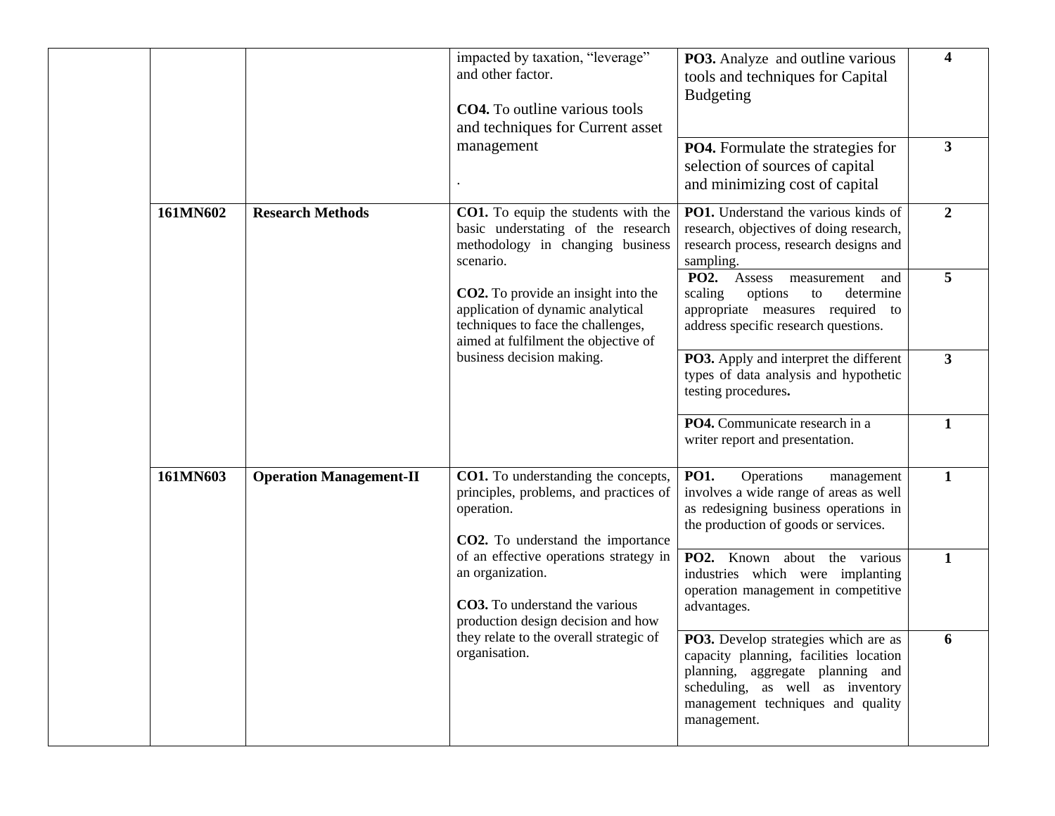| | | | | | |
|---|---|---|---|---|---|
| | | | impacted by taxation, "leverage" and other factor.<br><br>**CO4.** To outline various tools and techniques for Current asset management<br><br>. | **PO3.** Analyze and outline various tools and techniques for Capital Budgeting | **4** |
| | | | | **PO4.** Formulate the strategies for selection of sources of capital and minimizing cost of capital | **3** |
| | **161MN602** | **Research Methods** | **CO1.** To equip the students with the basic understating of the research methodology in changing business scenario.<br><br>**CO2.** To provide an insight into the application of dynamic analytical techniques to face the challenges, aimed at fulfilment the objective of business decision making. | **PO1.** Understand the various kinds of research, objectives of doing research, research process, research designs and sampling. | **2** |
| | | | | **PO2.** Assess measurement and scaling options to determine appropriate measures required to address specific research questions. | **5** |
| | | | | **PO3.** Apply and interpret the different types of data analysis and hypothetic testing procedures**.** | **3** |
| | | | | **PO4.** Communicate research in a writer report and presentation. | **1** |
| | **161MN603** | **Operation Management-II** | **CO1.** To understanding the concepts, principles, problems, and practices of operation.<br><br>**CO2.** To understand the importance of an effective operations strategy in an organization.<br><br>**CO3.** To understand the various production design decision and how they relate to the overall strategic of organisation. | **PO1.** Operations management involves a wide range of areas as well as redesigning business operations in the production of goods or services. | **1** |
| | | | | **PO2.** Known about the various industries which were implanting operation management in competitive advantages. | **1** |
| | | | | **PO3.** Develop strategies which are as capacity planning, facilities location planning, aggregate planning and scheduling, as well as inventory management techniques and quality management. | **6** |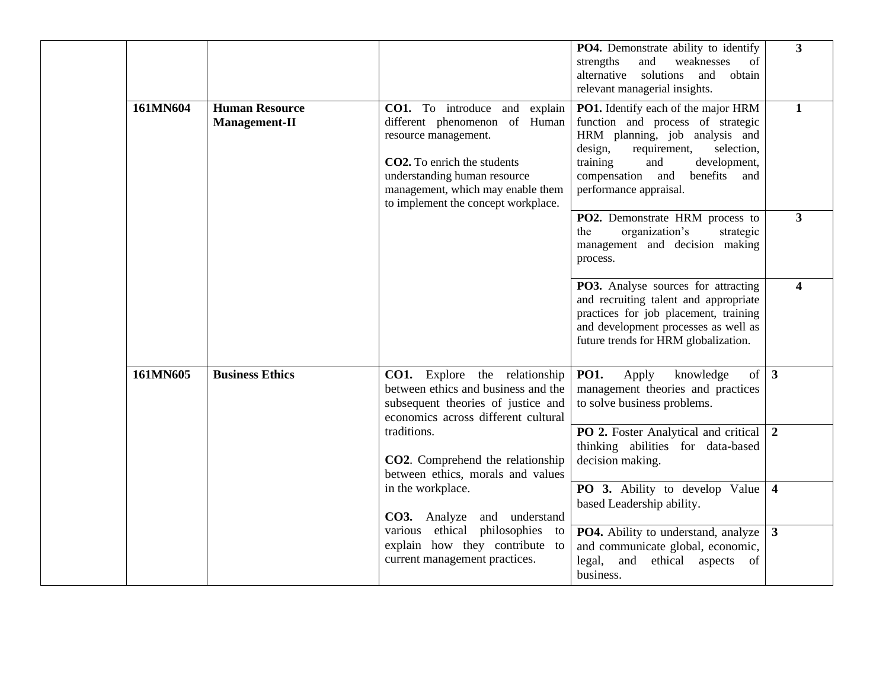| | | | | | |
|---|---|---|---|---|---|
| | | | | **PO4.** Demonstrate ability to identify strengths and weaknesses of alternative solutions and obtain relevant managerial insights. | **3** |
| | **161MN604** | **Human Resource Management-II** | **CO1.** To introduce and explain different phenomenon of Human resource management.<br><br>**CO2.** To enrich the students understanding human resource management, which may enable them to implement the concept workplace. | **PO1.** Identify each of the major HRM function and process of strategic HRM planning, job analysis and design, requirement, selection, training and development, compensation and benefits and performance appraisal. | **1** |
| | | | | **PO2.** Demonstrate HRM process to the organization's strategic management and decision making process. | **3** |
| | | | | **PO3.** Analyse sources for attracting and recruiting talent and appropriate practices for job placement, training and development processes as well as future trends for HRM globalization. | **4** |
| | **161MN605** | **Business Ethics** | **CO1.** Explore the relationship between ethics and business and the subsequent theories of justice and economics across different cultural traditions.<br><br>**CO2**. Comprehend the relationship between ethics, morals and values in the workplace.<br><br>**CO3.** Analyze and understand various ethical philosophies to explain how they contribute to current management practices. | **PO1.** Apply knowledge of management theories and practices to solve business problems. | **3** |
| | | | | **PO 2.** Foster Analytical and critical thinking abilities for data-based decision making. | **2** |
| | | | | **PO 3.** Ability to develop Value based Leadership ability. | **4** |
| | | | | **PO4.** Ability to understand, analyze and communicate global, economic, legal, and ethical aspects of business. | **3** |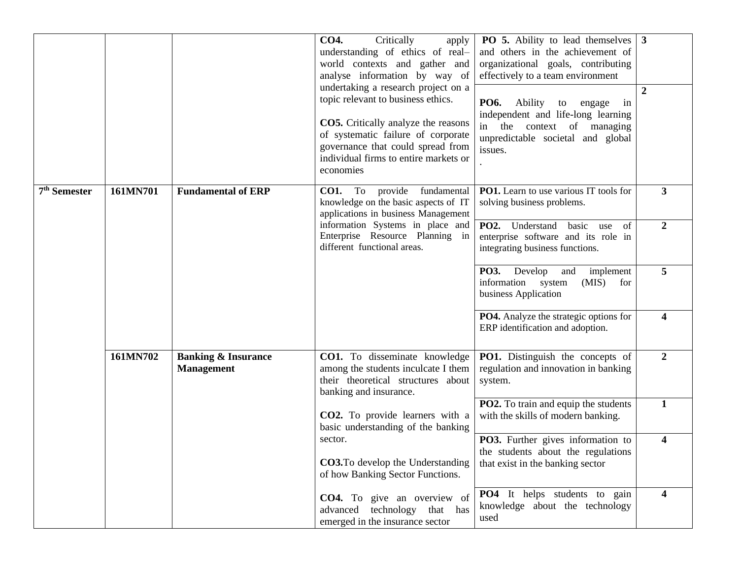| | | | | | |
|---|---|---|---|---|---|
| | | | **CO4.** Critically apply understanding of ethics of real–world contexts and gather and analyse information by way of undertaking a research project on a topic relevant to business ethics.<br><br>**CO5.** Critically analyze the reasons of systematic failure of corporate governance that could spread from individual firms to entire markets or economies | **PO 5.** Ability to lead themselves and others in the achievement of organizational goals, contributing effectively to a team environment | **3** |
| | | | | **PO6.** Ability to engage in independent and life-long learning in the context of managing unpredictable societal and global issues.<br>. | **2** |
| **7th Semester** | **161MN701** | **Fundamental of ERP** | **CO1.** To provide fundamental knowledge on the basic aspects of IT applications in business Management information Systems in place and Enterprise Resource Planning in different functional areas. | **PO1.** Learn to use various IT tools for solving business problems. | **3** |
| | | | | **PO2.** Understand basic use of enterprise software and its role in integrating business functions. | **2** |
| | | | | **PO3.** Develop and implement information system (MIS) for business Application | **5** |
| | | | | **PO4.** Analyze the strategic options for ERP identification and adoption. | **4** |
| | **161MN702** | **Banking & Insurance Management** | **CO1.** To disseminate knowledge among the students inculcate I them their theoretical structures about banking and insurance.<br><br>**CO2.** To provide learners with a basic understanding of the banking sector.<br><br>**CO3.**To develop the Understanding of how Banking Sector Functions.<br><br>**CO4.** To give an overview of advanced technology that has emerged in the insurance sector | **PO1.** Distinguish the concepts of regulation and innovation in banking system. | **2** |
| | | | | **PO2.** To train and equip the students with the skills of modern banking. | **1** |
| | | | | **PO3.** Further gives information to the students about the regulations that exist in the banking sector | **4** |
| | | | | **PO4** It helps students to gain knowledge about the technology used | **4** |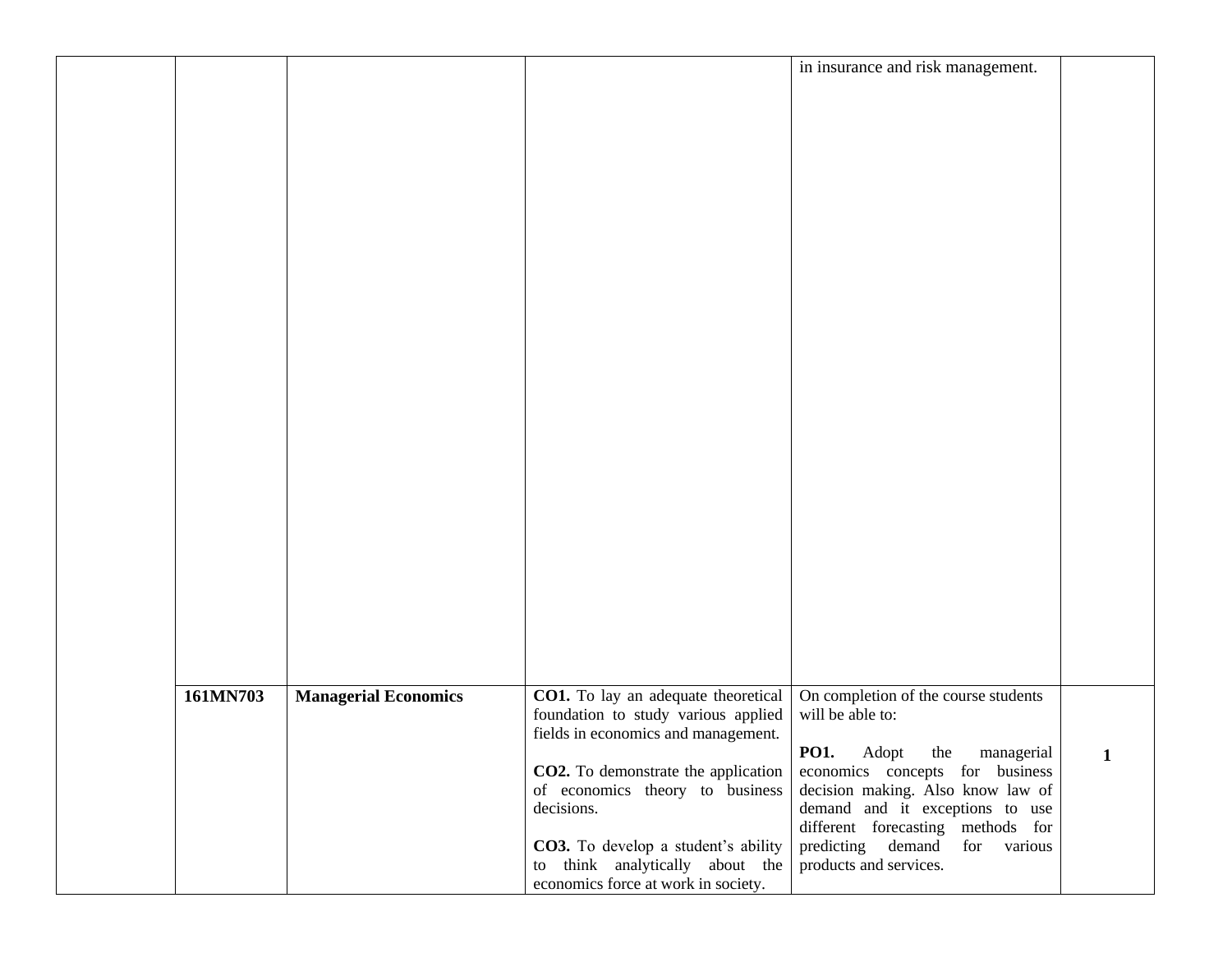| | | | | | |
|---|---|---|---|---|---|
| | | | | in insurance and risk management. | |
| | **161MN703** | **Managerial Economics** | **CO1.** To lay an adequate theoretical foundation to study various applied fields in economics and management.<br><br>**CO2.** To demonstrate the application of economics theory to business decisions.<br><br>**CO3.** To develop a student's ability to think analytically about the economics force at work in society. | On completion of the course students will be able to:<br><br>**PO1.** Adopt the managerial economics concepts for business decision making. Also know law of demand and it exceptions to use different forecasting methods for predicting demand for various products and services. | **1** |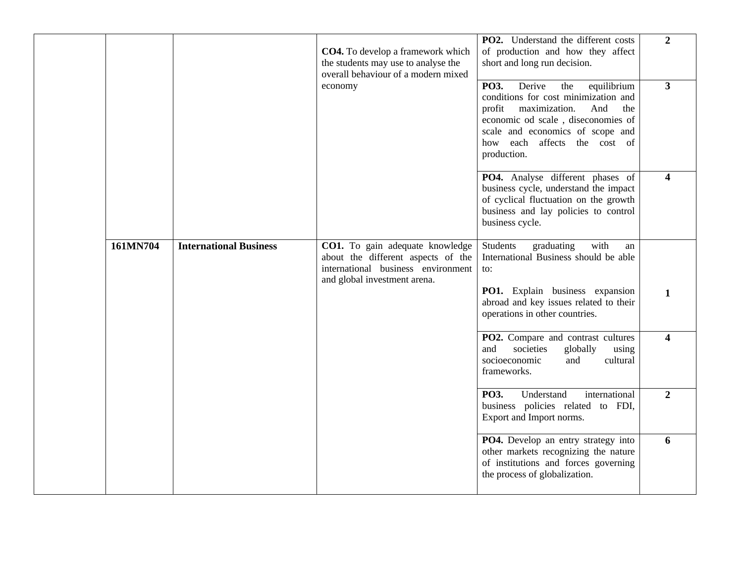| | | | | | |
|---|---|---|---|---|---|
| | | | **CO4.** To develop a framework which the students may use to analyse the overall behaviour of a modern mixed economy | **PO2.** Understand the different costs of production and how they affect short and long run decision. | **2** |
| | | | | **PO3.** Derive the equilibrium conditions for cost minimization and profit maximization. And the economic od scale , diseconomies of scale and economics of scope and how each affects the cost of production. | **3** |
| | | | | **PO4.** Analyse different phases of business cycle, understand the impact of cyclical fluctuation on the growth business and lay policies to control business cycle. | **4** |
| | **161MN704** | **International Business** | **CO1.** To gain adequate knowledge about the different aspects of the international business environment and global investment arena. | Students graduating with an International Business should be able to:<br><br>**PO1.** Explain business expansion abroad and key issues related to their operations in other countries. | **1** |
| | | | | **PO2.** Compare and contrast cultures and societies globally using socioeconomic and cultural frameworks. | **4** |
| | | | | **PO3.** Understand international business policies related to FDI, Export and Import norms. | **2** |
| | | | | **PO4.** Develop an entry strategy into other markets recognizing the nature of institutions and forces governing the process of globalization. | **6** |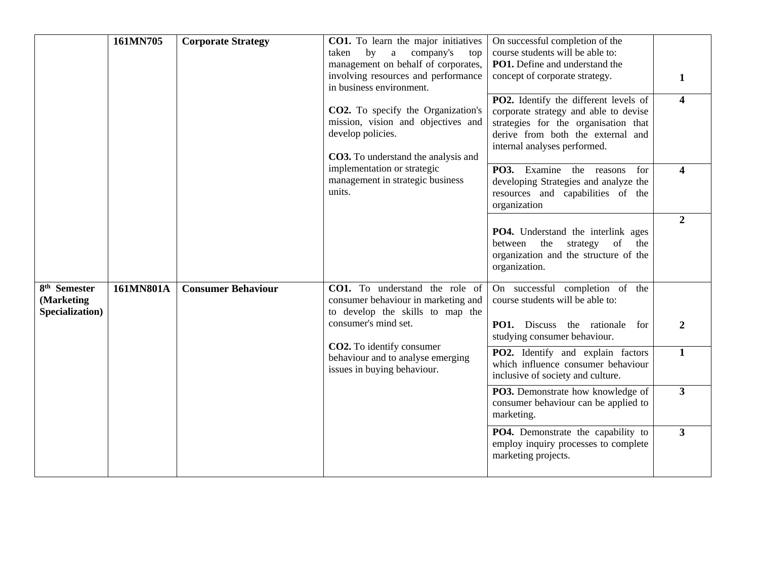| | | | | | |
|---|---|---|---|---|---|
| | **161MN705** | **Corporate Strategy** | **CO1.** To learn the major initiatives taken by a company's top management on behalf of corporates, involving resources and performance in business environment.<br><br>**CO2.** To specify the Organization's mission, vision and objectives and develop policies.<br><br>**CO3.** To understand the analysis and implementation or strategic management in strategic business units. | On successful completion of the course students will be able to:<br>**PO1.** Define and understand the concept of corporate strategy. | **1** |
| | | | | **PO2.** Identify the different levels of corporate strategy and able to devise strategies for the organisation that derive from both the external and internal analyses performed. | **4** |
| | | | | **PO3.** Examine the reasons for developing Strategies and analyze the resources and capabilities of the organization | **4** |
| | | | | **PO4.** Understand the interlink ages between the strategy of the organization and the structure of the organization. | **2** |
| **8th Semester (Marketing Specialization)** | **161MN801A** | **Consumer Behaviour** | **CO1.** To understand the role of consumer behaviour in marketing and to develop the skills to map the consumer's mind set.<br><br>**CO2.** To identify consumer behaviour and to analyse emerging issues in buying behaviour. | On successful completion of the course students will be able to:<br><br>**PO1.** Discuss the rationale for studying consumer behaviour. | **2** |
| | | | | **PO2.** Identify and explain factors which influence consumer behaviour inclusive of society and culture. | **1** |
| | | | | **PO3.** Demonstrate how knowledge of consumer behaviour can be applied to marketing. | **3** |
| | | | | **PO4.** Demonstrate the capability to employ inquiry processes to complete marketing projects. | **3** |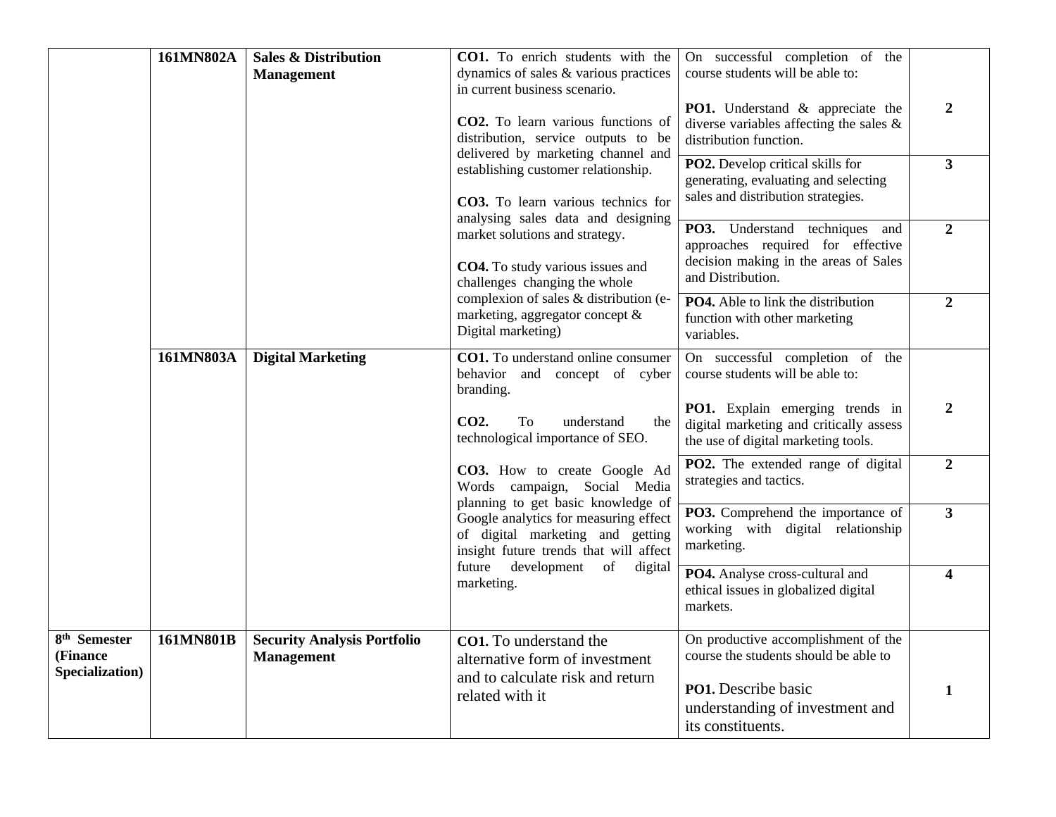| | | | | | |
|---|---|---|---|---|---|
| | **161MN802A** | **Sales & Distribution Management** | **CO1.** To enrich students with the dynamics of sales & various practices in current business scenario.<br><br>**CO2.** To learn various functions of distribution, service outputs to be delivered by marketing channel and establishing customer relationship.<br><br>**CO3.** To learn various technics for analysing sales data and designing market solutions and strategy.<br><br>**CO4.** To study various issues and challenges changing the whole complexion of sales & distribution (e-marketing, aggregator concept & Digital marketing) | On successful completion of the course students will be able to:<br><br>**PO1.** Understand & appreciate the diverse variables affecting the sales & distribution function. | **2** |
| | | | | **PO2.** Develop critical skills for generating, evaluating and selecting sales and distribution strategies. | **3** |
| | | | | **PO3.** Understand techniques and approaches required for effective decision making in the areas of Sales and Distribution. | **2** |
| | | | | **PO4.** Able to link the distribution function with other marketing variables. | **2** |
| | **161MN803A** | **Digital Marketing** | **CO1.** To understand online consumer behavior and concept of cyber branding.<br><br>**CO2.** To understand the technological importance of SEO.<br><br>**CO3.** How to create Google Ad Words campaign, Social Media planning to get basic knowledge of Google analytics for measuring effect of digital marketing and getting insight future trends that will affect future development of digital marketing. | On successful completion of the course students will be able to:<br><br>**PO1.** Explain emerging trends in digital marketing and critically assess the use of digital marketing tools. | **2** |
| | | | | **PO2.** The extended range of digital strategies and tactics. | **2** |
| | | | | **PO3.** Comprehend the importance of working with digital relationship marketing. | **3** |
| | | | | **PO4.** Analyse cross-cultural and ethical issues in globalized digital markets. | **4** |
| **8th Semester (Finance Specialization)** | **161MN801B** | **Security Analysis Portfolio Management** | **CO1.** To understand the alternative form of investment and to calculate risk and return related with it | On productive accomplishment of the course the students should be able to<br><br>**PO1.** Describe basic understanding of investment and its constituents. | **1** |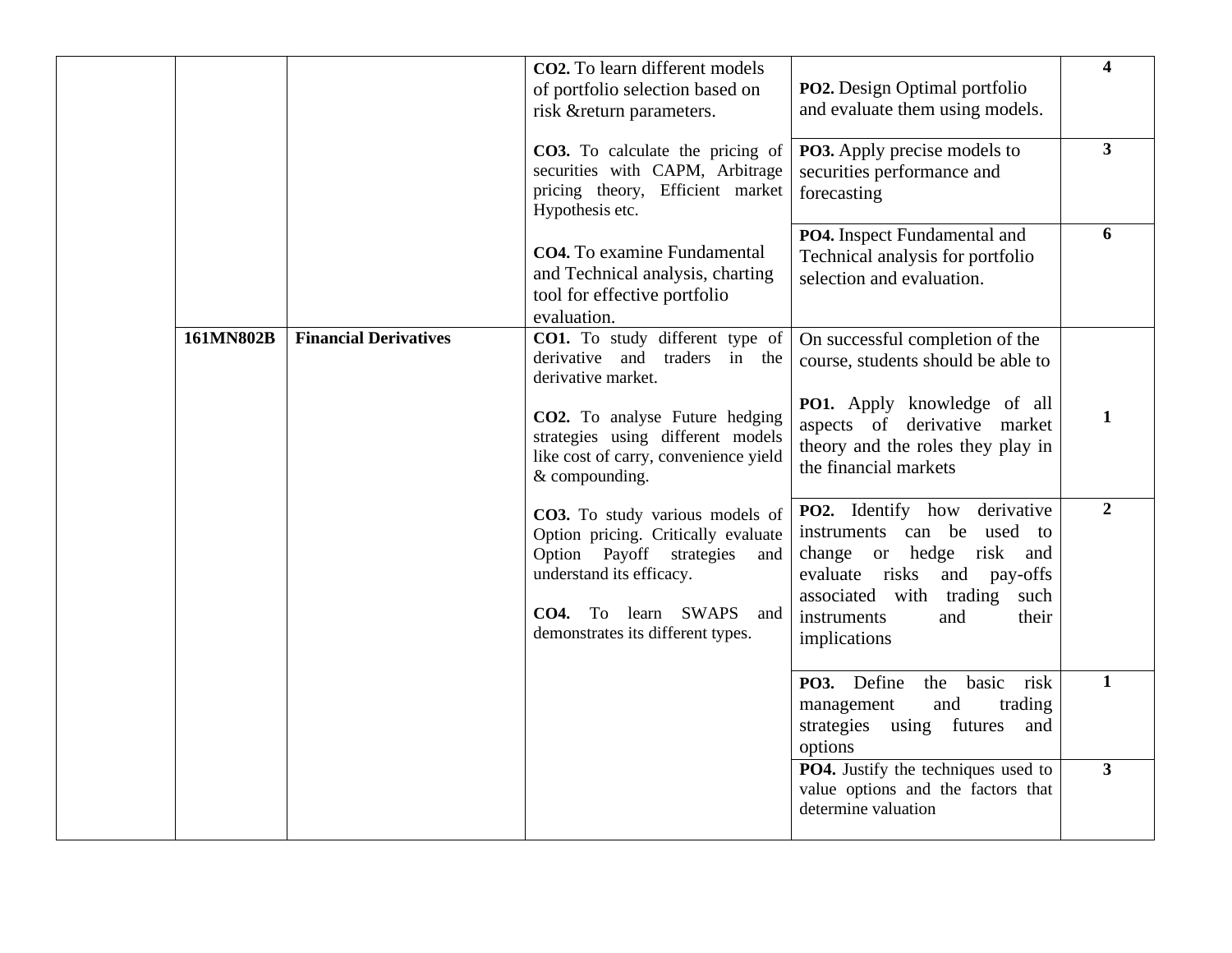| | | | | | |
|---|---|---|---|---|---|
| | | | **CO2.** To learn different models of portfolio selection based on risk &return parameters. | **PO2.** Design Optimal portfolio and evaluate them using models. | **4** |
| | | | **CO3.** To calculate the pricing of securities with CAPM, Arbitrage pricing theory, Efficient market Hypothesis etc. | **PO3.** Apply precise models to securities performance and forecasting | **3** |
| | | | **CO4.** To examine Fundamental and Technical analysis, charting tool for effective portfolio evaluation. | **PO4.** Inspect Fundamental and Technical analysis for portfolio selection and evaluation. | **6** |
| | **161MN802B** | **Financial Derivatives** | **CO1.** To study different type of derivative and traders in the derivative market.<br><br>**CO2.** To analyse Future hedging strategies using different models like cost of carry, convenience yield & compounding.<br><br>**CO3.** To study various models of Option pricing. Critically evaluate Option Payoff strategies and understand its efficacy.<br><br>**CO4.** To learn SWAPS and demonstrates its different types. | On successful completion of the course, students should be able to<br><br>**PO1.** Apply knowledge of all aspects of derivative market theory and the roles they play in the financial markets | **1** |
| | | | | **PO2.** Identify how derivative instruments can be used to change or hedge risk and evaluate risks and pay-offs associated with trading such instruments and their implications | **2** |
| | | | | **PO3.** Define the basic risk management and trading strategies using futures and options | **1** |
| | | | | **PO4.** Justify the techniques used to value options and the factors that determine valuation | **3** |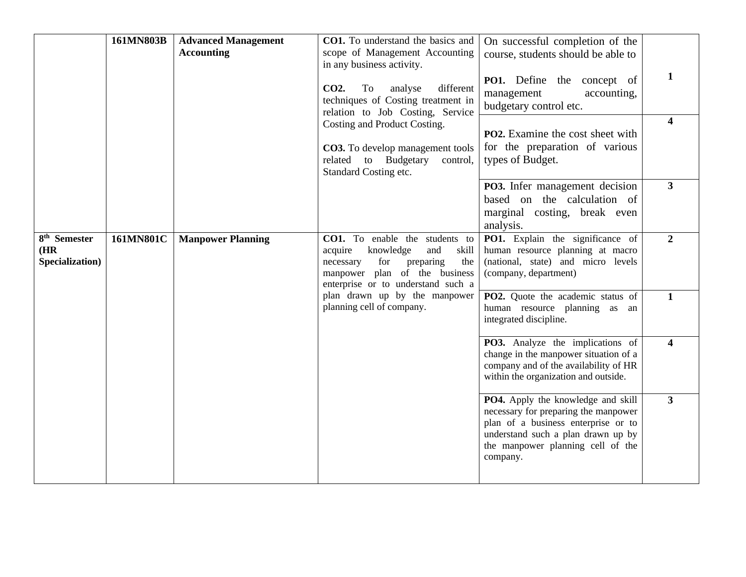| | | | | | |
|---|---|---|---|---|---|
| | **161MN803B** | **Advanced Management Accounting** | **CO1.** To understand the basics and scope of Management Accounting in any business activity.<br><br>**CO2.** To analyse different techniques of Costing treatment in relation to Job Costing, Service Costing and Product Costing.<br><br>**CO3.** To develop management tools related to Budgetary control, Standard Costing etc. | On successful completion of the course, students should be able to<br><br>**PO1.** Define the concept of management accounting, budgetary control etc. | **1** |
| | | | | **PO2.** Examine the cost sheet with for the preparation of various types of Budget. | **4** |
| | | | | **PO3.** Infer management decision based on the calculation of marginal costing, break even analysis. | **3** |
| **8th Semester (HR Specialization)** | **161MN801C** | **Manpower Planning** | **CO1.** To enable the students to acquire knowledge and skill necessary for preparing the manpower plan of the business enterprise or to understand such a plan drawn up by the manpower planning cell of company. | **PO1.** Explain the significance of human resource planning at macro (national, state) and micro levels (company, department) | **2** |
| | | | | **PO2.** Quote the academic status of human resource planning as an integrated discipline. | **1** |
| | | | | **PO3.** Analyze the implications of change in the manpower situation of a company and of the availability of HR within the organization and outside. | **4** |
| | | | | **PO4.** Apply the knowledge and skill necessary for preparing the manpower plan of a business enterprise or to understand such a plan drawn up by the manpower planning cell of the company. | **3** |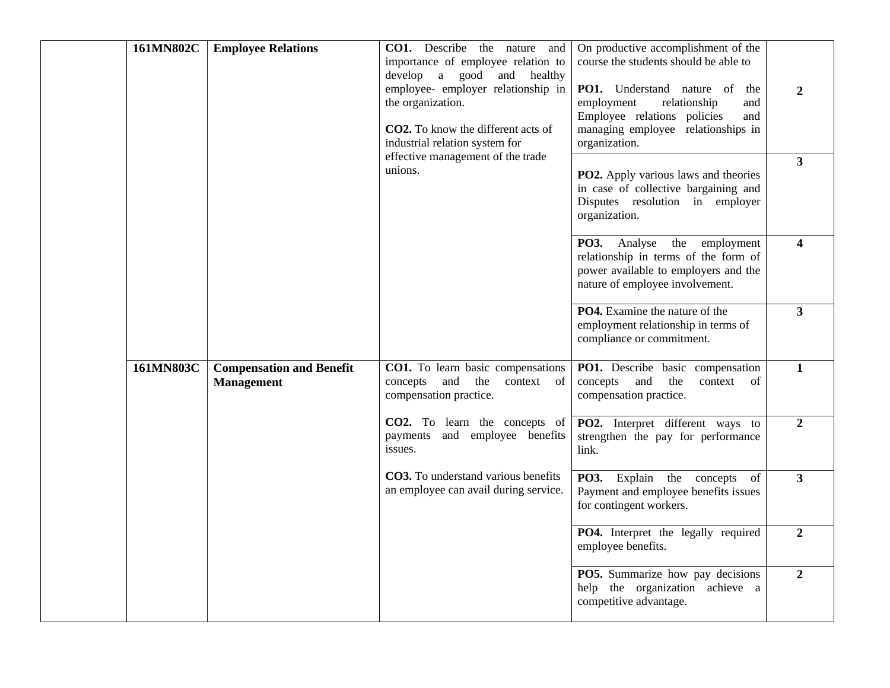| | | | | | |
|---|---|---|---|---|---|
| | **161MN802C** | **Employee Relations** | **CO1.** Describe the nature and importance of employee relation to develop a good and healthy employee- employer relationship in the organization.<br><br>**CO2.** To know the different acts of industrial relation system for effective management of the trade unions. | On productive accomplishment of the course the students should be able to<br><br>**PO1.** Understand nature of the employment relationship and Employee relations policies and managing employee relationships in organization. | **2** |
| | | | | **PO2.** Apply various laws and theories in case of collective bargaining and Disputes resolution in employer organization. | **3** |
| | | | | **PO3.** Analyse the employment relationship in terms of the form of power available to employers and the nature of employee involvement. | **4** |
| | | | | **PO4.** Examine the nature of the employment relationship in terms of compliance or commitment. | **3** |
| | **161MN803C** | **Compensation and Benefit Management** | **CO1.** To learn basic compensations concepts and the context of compensation practice.<br><br>**CO2.** To learn the concepts of payments and employee benefits issues.<br><br>**CO3.** To understand various benefits an employee can avail during service. | **PO1.** Describe basic compensation concepts and the context of compensation practice. | **1** |
| | | | | **PO2.** Interpret different ways to strengthen the pay for performance link. | **2** |
| | | | | **PO3.** Explain the concepts of Payment and employee benefits issues for contingent workers. | **3** |
| | | | | **PO4.** Interpret the legally required employee benefits. | **2** |
| | | | | **PO5.** Summarize how pay decisions help the organization achieve a competitive advantage. | **2** |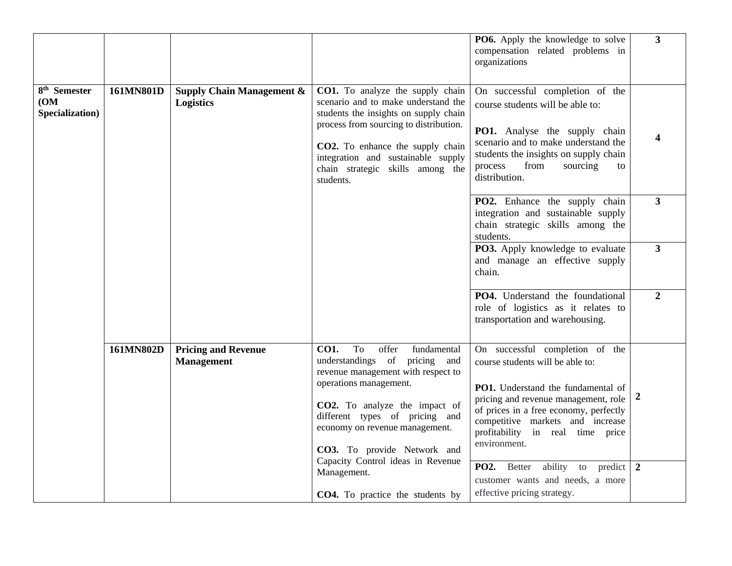| | | | | | |
|---|---|---|---|---|---|
| | | | | **PO6.** Apply the knowledge to solve compensation related problems in organizations | **3** |
| **8th Semester (OM Specialization)** | **161MN801D** | **Supply Chain Management & Logistics** | **CO1.** To analyze the supply chain scenario and to make understand the students the insights on supply chain process from sourcing to distribution.<br><br>**CO2.** To enhance the supply chain integration and sustainable supply chain strategic skills among the students. | On successful completion of the course students will be able to:<br><br>**PO1.** Analyse the supply chain scenario and to make understand the students the insights on supply chain process from sourcing to distribution. | **4** |
| | | | | **PO2.** Enhance the supply chain integration and sustainable supply chain strategic skills among the students. | **3** |
| | | | | **PO3.** Apply knowledge to evaluate and manage an effective supply chain. | **3** |
| | | | | **PO4.** Understand the foundational role of logistics as it relates to transportation and warehousing. | **2** |
| | **161MN802D** | **Pricing and Revenue Management** | **CO1.** To offer fundamental understandings of pricing and revenue management with respect to operations management.<br><br>**CO2.** To analyze the impact of different types of pricing and economy on revenue management.<br><br>**CO3.** To provide Network and Capacity Control ideas in Revenue Management.<br><br>**CO4.** To practice the students by | On successful completion of the course students will be able to:<br><br>**PO1.** Understand the fundamental of pricing and revenue management, role of prices in a free economy, perfectly competitive markets and increase profitability in real time price environment. | **2** |
| | | | | **PO2.** Better ability to predict customer wants and needs, a more effective pricing strategy. | **2** |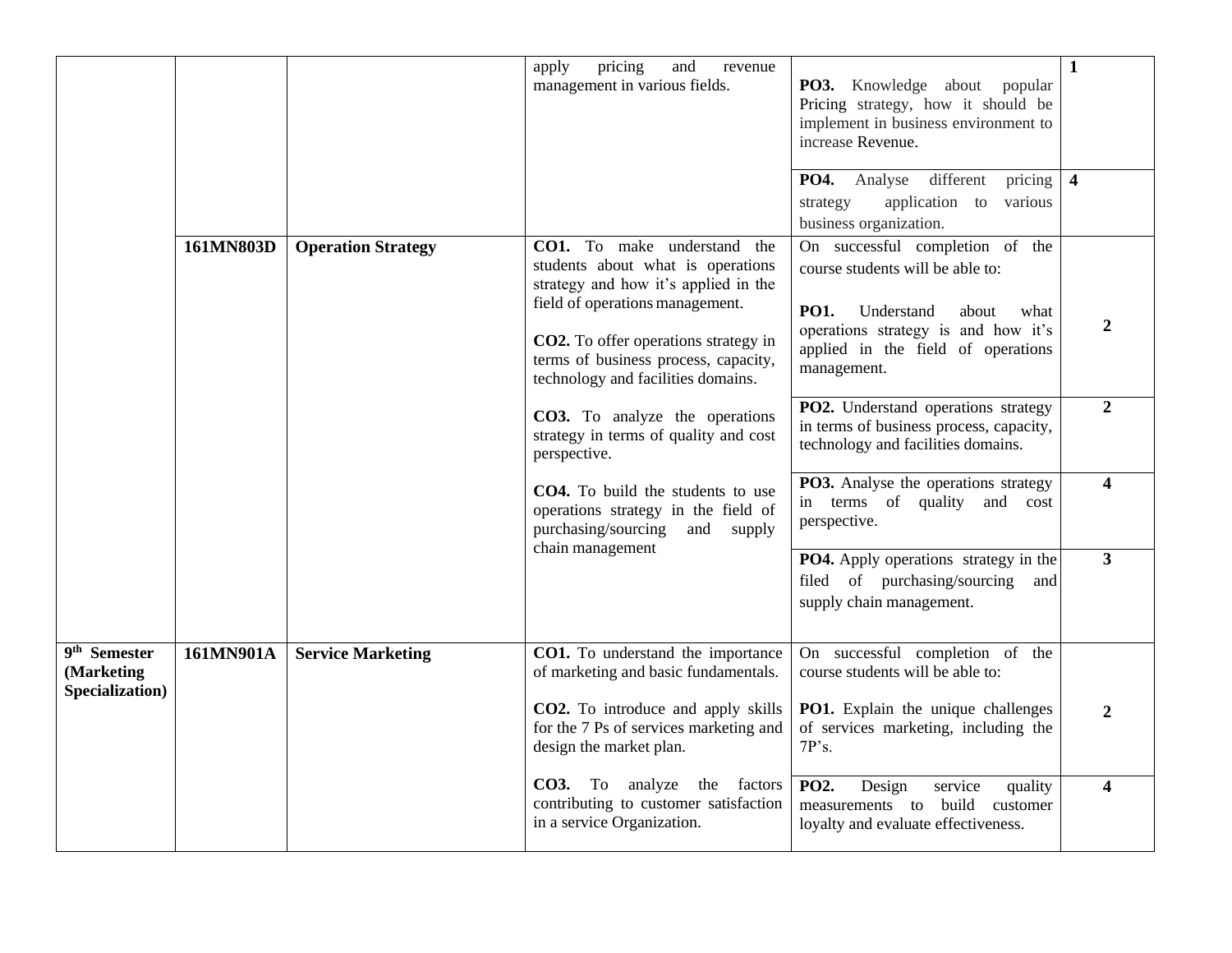| | | | | | |
|---|---|---|---|---|---|
| | | | apply pricing and revenue management in various fields. | **PO3.** Knowledge about popular Pricing strategy, how it should be implement in business environment to increase Revenue. | **1** |
| | | | | **PO4.** Analyse different pricing strategy application to various business organization. | **4** |
| | **161MN803D** | **Operation Strategy** | **CO1.** To make understand the students about what is operations strategy and how it's applied in the field of operations management.<br><br>**CO2.** To offer operations strategy in terms of business process, capacity, technology and facilities domains.<br><br>**CO3.** To analyze the operations strategy in terms of quality and cost perspective.<br><br>**CO4.** To build the students to use operations strategy in the field of purchasing/sourcing and supply chain management | On successful completion of the course students will be able to:<br><br>**PO1.** Understand about what operations strategy is and how it's applied in the field of operations management. | **2** |
| | | | | **PO2.** Understand operations strategy in terms of business process, capacity, technology and facilities domains. | **2** |
| | | | | **PO3.** Analyse the operations strategy in terms of quality and cost perspective. | **4** |
| | | | | **PO4.** Apply operations strategy in the filed of purchasing/sourcing and supply chain management. | **3** |
| **9th Semester (Marketing Specialization)** | **161MN901A** | **Service Marketing** | **CO1.** To understand the importance of marketing and basic fundamentals.<br><br>**CO2.** To introduce and apply skills for the 7 Ps of services marketing and design the market plan.<br><br>**CO3.** To analyze the factors contributing to customer satisfaction in a service Organization. | On successful completion of the course students will be able to:<br><br>**PO1.** Explain the unique challenges of services marketing, including the 7P's. | **2** |
| | | | | **PO2.** Design service quality measurements to build customer loyalty and evaluate effectiveness. | **4** |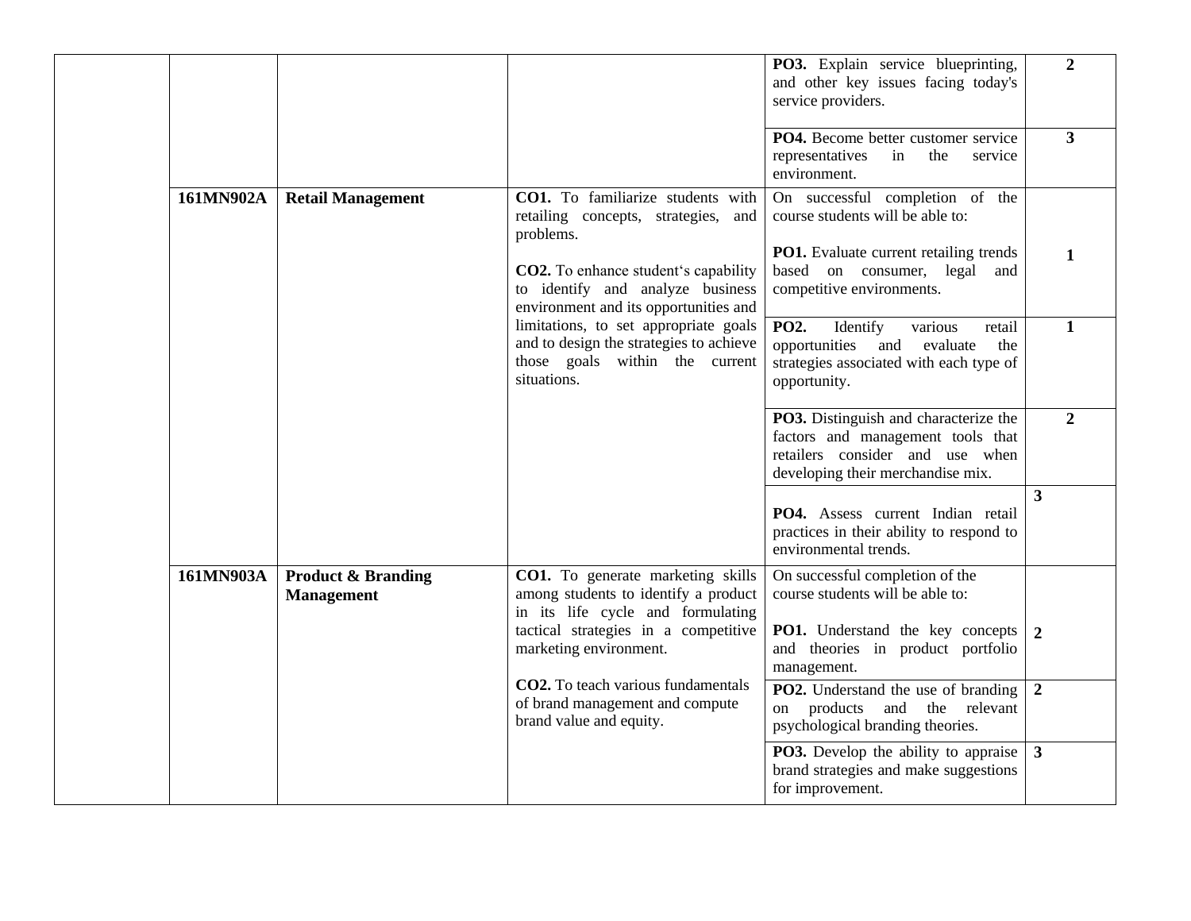| | | | | | |
|---|---|---|---|---|---|
| | | | | **PO3.** Explain service blueprinting, and other key issues facing today's service providers. | **2** |
| | | | | **PO4.** Become better customer service representatives in the service environment. | **3** |
| | **161MN902A** | **Retail Management** | **CO1.** To familiarize students with retailing concepts, strategies, and problems.<br><br>**CO2.** To enhance student's capability to identify and analyze business environment and its opportunities and limitations, to set appropriate goals and to design the strategies to achieve those goals within the current situations. | On successful completion of the course students will be able to:<br><br>**PO1.** Evaluate current retailing trends based on consumer, legal and competitive environments. | **1** |
| | | | | **PO2.** Identify various retail opportunities and evaluate the strategies associated with each type of opportunity. | **1** |
| | | | | **PO3.** Distinguish and characterize the factors and management tools that retailers consider and use when developing their merchandise mix. | **2** |
| | | | | **PO4.** Assess current Indian retail practices in their ability to respond to environmental trends. | **3** |
| | **161MN903A** | **Product & Branding Management** | **CO1.** To generate marketing skills among students to identify a product in its life cycle and formulating tactical strategies in a competitive marketing environment.<br><br>**CO2.** To teach various fundamentals of brand management and compute brand value and equity. | On successful completion of the course students will be able to:<br><br>**PO1.** Understand the key concepts and theories in product portfolio management. | **2** |
| | | | | **PO2.** Understand the use of branding on products and the relevant psychological branding theories. | **2** |
| | | | | **PO3.** Develop the ability to appraise brand strategies and make suggestions for improvement. | **3** |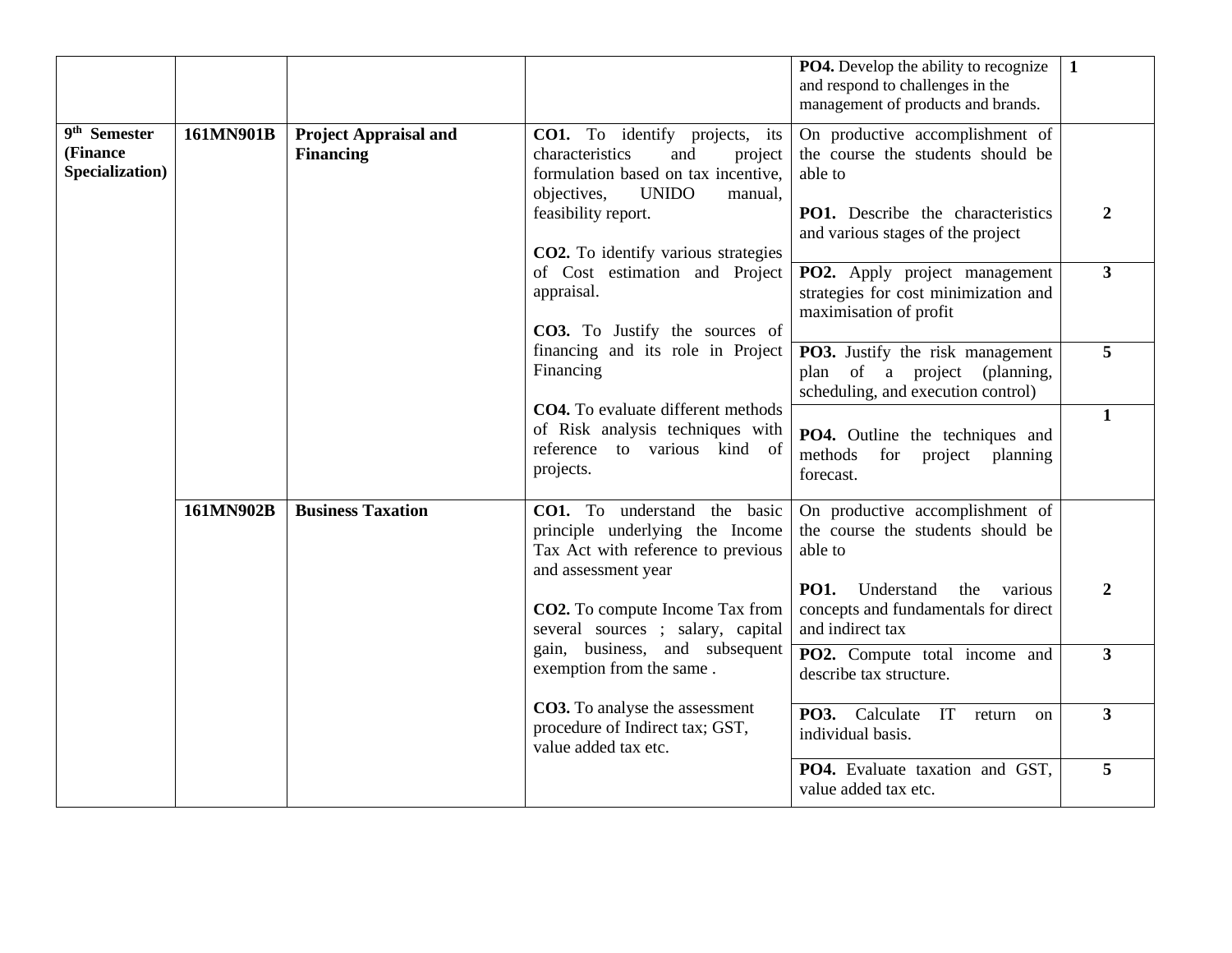| | | | | | |
|---|---|---|---|---|---|
| | | | | **PO4.** Develop the ability to recognize and respond to challenges in the management of products and brands. | 1 |
| 9th Semester (Finance Specialization) | 161MN901B | Project Appraisal and Financing | **CO1.** To identify projects, its characteristics and project formulation based on tax incentive, objectives, UNIDO manual, feasibility report.<br><br>**CO2.** To identify various strategies of Cost estimation and Project appraisal.<br><br>**CO3.** To Justify the sources of financing and its role in Project Financing<br><br>**CO4.** To evaluate different methods of Risk analysis techniques with reference to various kind of projects. | On productive accomplishment of the course the students should be able to<br><br>**PO1.** Describe the characteristics and various stages of the project | 2 |
| | | | | **PO2.** Apply project management strategies for cost minimization and maximisation of profit | 3 |
| | | | | **PO3.** Justify the risk management plan of a project (planning, scheduling, and execution control) | 5 |
| | | | | **PO4.** Outline the techniques and methods for project planning forecast. | 1 |
| | 161MN902B | Business Taxation | **CO1.** To understand the basic principle underlying the Income Tax Act with reference to previous and assessment year<br><br>**CO2.** To compute Income Tax from several sources ; salary, capital gain, business, and subsequent exemption from the same .<br><br>**CO3.** To analyse the assessment procedure of Indirect tax; GST, value added tax etc. | On productive accomplishment of the course the students should be able to<br><br>**PO1.** Understand the various concepts and fundamentals for direct and indirect tax | 2 |
| | | | | **PO2.** Compute total income and describe tax structure. | 3 |
| | | | | **PO3.** Calculate IT return on individual basis. | 3 |
| | | | | **PO4.** Evaluate taxation and GST, value added tax etc. | 5 |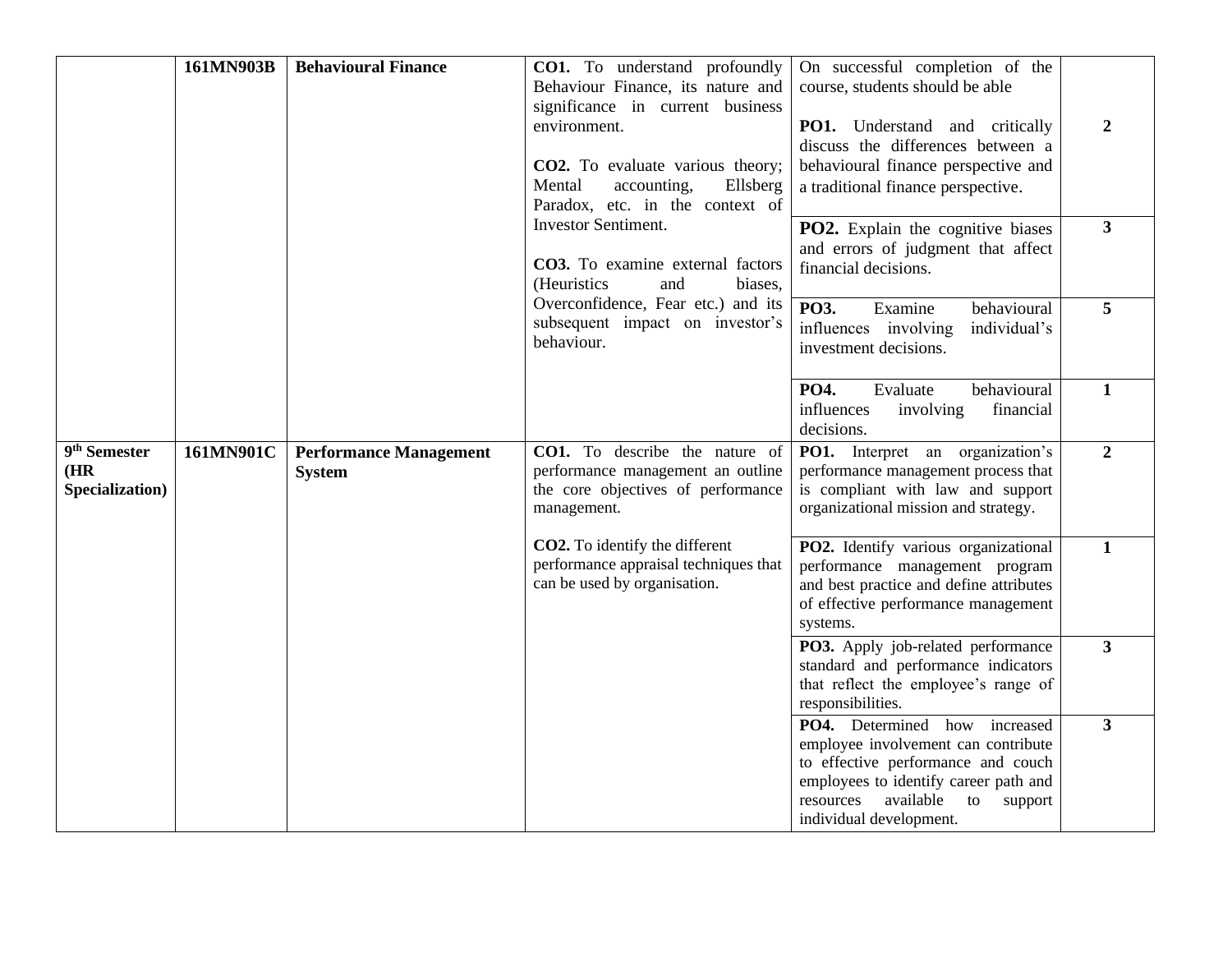| | | | | | |
|---|---|---|---|---|---|
| | **161MN903B** | **Behavioural Finance** | **CO1.** To understand profoundly Behaviour Finance, its nature and significance in current business environment.<br><br>**CO2.** To evaluate various theory; Mental accounting, Ellsberg Paradox, etc. in the context of Investor Sentiment.<br><br>**CO3.** To examine external factors (Heuristics and biases, Overconfidence, Fear etc.) and its subsequent impact on investor's behaviour. | On successful completion of the course, students should be able<br><br>**PO1.** Understand and critically discuss the differences between a behavioural finance perspective and a traditional finance perspective. | **2** |
| | | | | **PO2.** Explain the cognitive biases and errors of judgment that affect financial decisions. | **3** |
| | | | | **PO3.** Examine behavioural influences involving individual's investment decisions. | **5** |
| | | | | **PO4.** Evaluate behavioural influences involving financial decisions. | **1** |
| **9th Semester (HR Specialization)** | **161MN901C** | **Performance Management System** | **CO1.** To describe the nature of performance management an outline the core objectives of performance management.<br><br>**CO2.** To identify the different performance appraisal techniques that can be used by organisation. | **PO1.** Interpret an organization's performance management process that is compliant with law and support organizational mission and strategy. | **2** |
| | | | | **PO2.** Identify various organizational performance management program and best practice and define attributes of effective performance management systems. | **1** |
| | | | | **PO3.** Apply job-related performance standard and performance indicators that reflect the employee's range of responsibilities. | **3** |
| | | | | **PO4.** Determined how increased employee involvement can contribute to effective performance and couch employees to identify career path and resources available to support individual development. | **3** |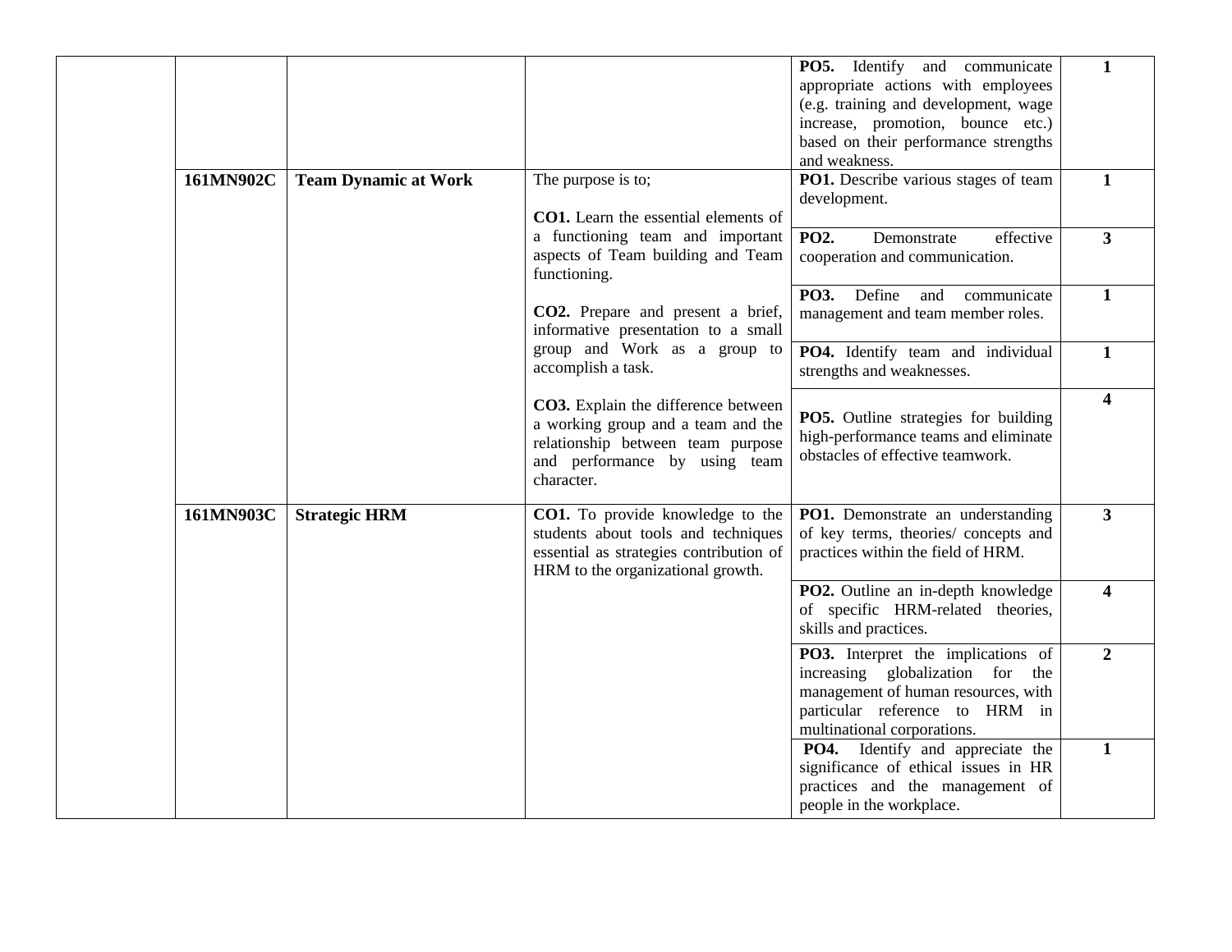|  |  |  |  | **PO5.** Identify and communicate appropriate actions with employees (e.g. training and development, wage increase, promotion, bounce etc.) based on their performance strengths and weakness. | **1** |
|---|---|---|---|---|---|
|  | **161MN902C** | **Team Dynamic at Work** | The purpose is to; **CO1.** Learn the essential elements of a functioning team and important aspects of Team building and Team functioning. **CO2.** Prepare and present a brief, informative presentation to a small group and Work as a group to accomplish a task. **CO3.** Explain the difference between a working group and a team and the relationship between team purpose and performance by using team character. | **PO1.** Describe various stages of team development. | **1** |
|  |  |  |  | **PO2.** Demonstrate effective cooperation and communication. | **3** |
|  |  |  |  | **PO3.** Define and communicate management and team member roles. | **1** |
|  |  |  |  | **PO4.** Identify team and individual strengths and weaknesses. | **1** |
|  |  |  |  | **PO5.** Outline strategies for building high-performance teams and eliminate obstacles of effective teamwork. | **4** |
|  | **161MN903C** | **Strategic HRM** | **CO1.** To provide knowledge to the students about tools and techniques essential as strategies contribution of HRM to the organizational growth. | **PO1.** Demonstrate an understanding of key terms, theories/ concepts and practices within the field of HRM. | **3** |
|  |  |  |  | **PO2.** Outline an in-depth knowledge of specific HRM-related theories, skills and practices. | **4** |
|  |  |  |  | **PO3.** Interpret the implications of increasing globalization for the management of human resources, with particular reference to HRM in multinational corporations. | **2** |
|  |  |  |  | **PO4.** Identify and appreciate the significance of ethical issues in HR practices and the management of people in the workplace. | **1** |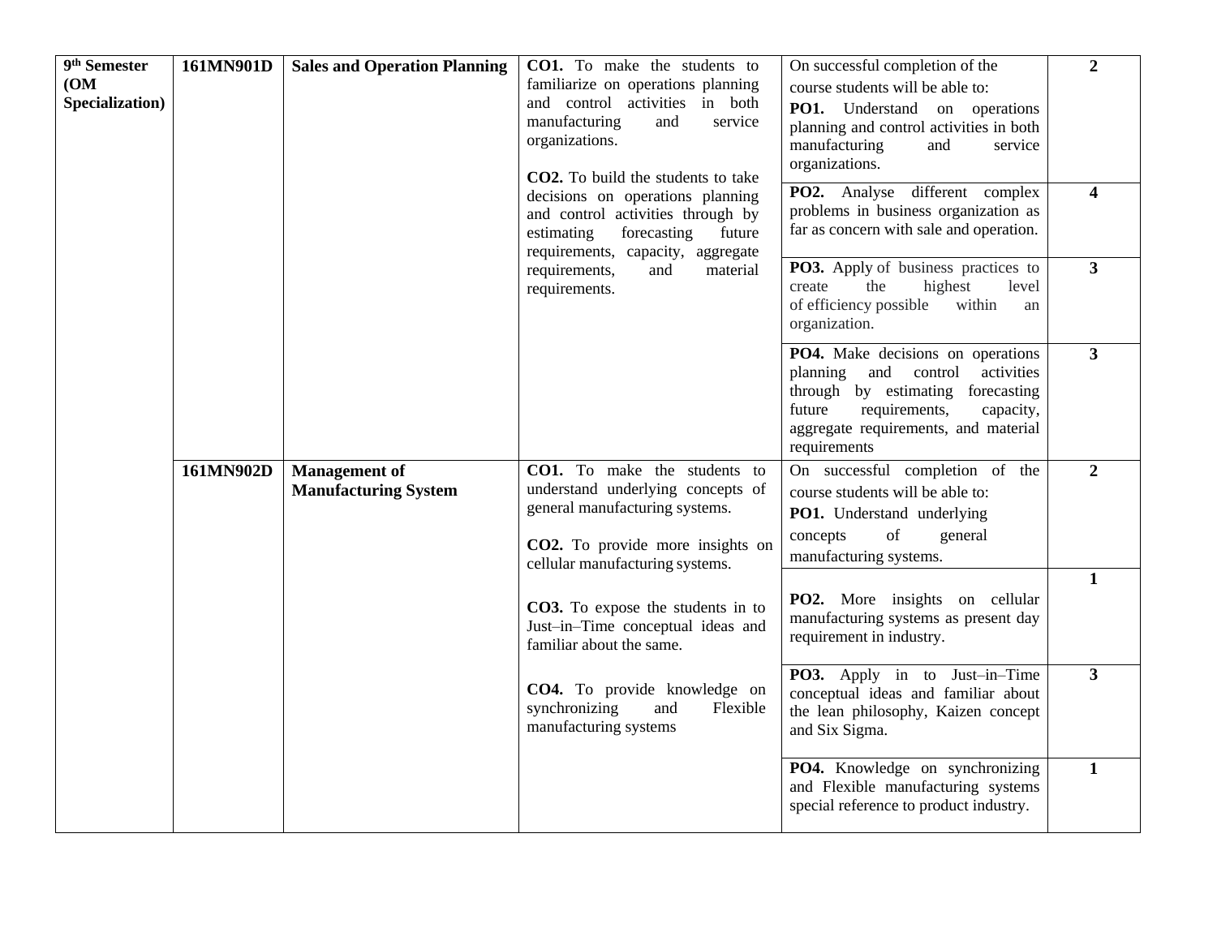| | | | | | |
|---|---|---|---|---|---|
| **9th Semester (OM Specialization)** | **161MN901D** | **Sales and Operation Planning** | **CO1.** To make the students to familiarize on operations planning and control activities in both manufacturing and service organizations.<br><br>**CO2.** To build the students to take decisions on operations planning and control activities through by estimating forecasting future requirements, capacity, aggregate requirements, and material requirements. | On successful completion of the course students will be able to:<br>**PO1.** Understand on operations planning and control activities in both manufacturing and service organizations. | **2** |
| | | | | **PO2.** Analyse different complex problems in business organization as far as concern with sale and operation. | **4** |
| | | | | **PO3.** Apply of business practices to create the highest level of efficiency possible within an organization. | **3** |
| | | | | **PO4.** Make decisions on operations planning and control activities through by estimating forecasting future requirements, capacity, aggregate requirements, and material requirements | **3** |
| | **161MN902D** | **Management of Manufacturing System** | **CO1.** To make the students to understand underlying concepts of general manufacturing systems.<br><br>**CO2.** To provide more insights on cellular manufacturing systems.<br><br>**CO3.** To expose the students in to Just–in–Time conceptual ideas and familiar about the same.<br><br>**CO4.** To provide knowledge on synchronizing and Flexible manufacturing systems | On successful completion of the course students will be able to:<br>**PO1.** Understand underlying concepts of general manufacturing systems. | **2** |
| | | | | **PO2.** More insights on cellular manufacturing systems as present day requirement in industry. | **1** |
| | | | | **PO3.** Apply in to Just–in–Time conceptual ideas and familiar about the lean philosophy, Kaizen concept and Six Sigma. | **3** |
| | | | | **PO4.** Knowledge on synchronizing and Flexible manufacturing systems special reference to product industry. | **1** |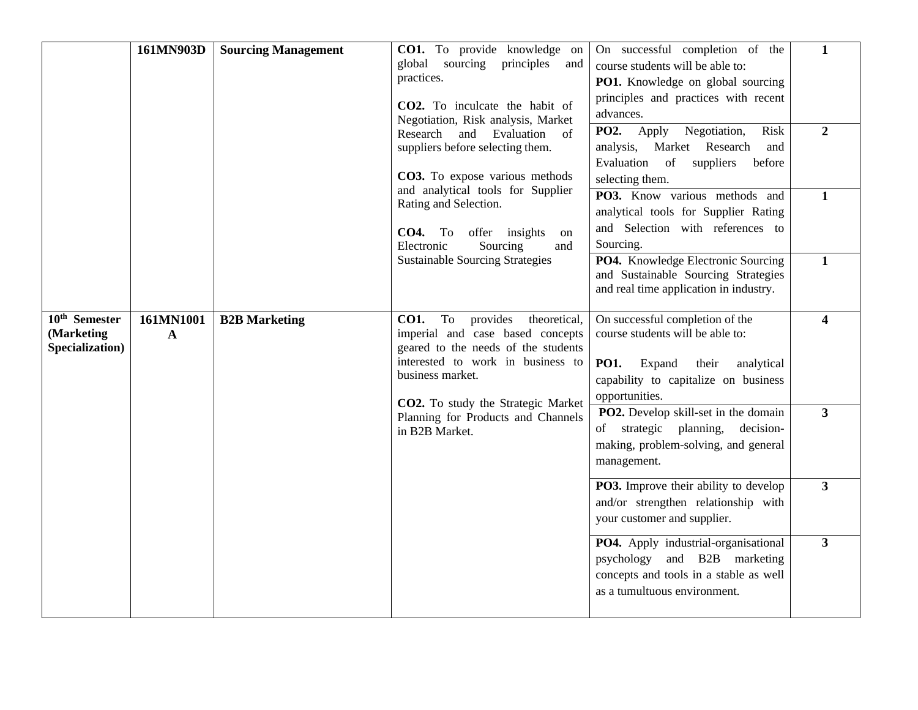|  | 161MN903D | **Sourcing Management** | **CO1.** To provide knowledge on global sourcing principles and practices.<br><br>**CO2.** To inculcate the habit of Negotiation, Risk analysis, Market Research and Evaluation of suppliers before selecting them.<br><br>**CO3.** To expose various methods and analytical tools for Supplier Rating and Selection.<br><br>**CO4.** To offer insights on Electronic Sourcing and Sustainable Sourcing Strategies | On successful completion of the course students will be able to:<br>**PO1.** Knowledge on global sourcing principles and practices with recent advances. | **1** |
|---|---|---|---|---|---|
|  |  |  |  | **PO2.** Apply Negotiation, Risk analysis, Market Research and Evaluation of suppliers before selecting them. | **2** |
|  |  |  |  | **PO3.** Know various methods and analytical tools for Supplier Rating and Selection with references to Sourcing. | **1** |
|  |  |  |  | **PO4.** Knowledge Electronic Sourcing and Sustainable Sourcing Strategies and real time application in industry. | **1** |
| **10th Semester (Marketing Specialization)** | **161MN1001A** | **B2B Marketing** | **CO1.** To provides theoretical, imperial and case based concepts geared to the needs of the students interested to work in business to business market.<br><br>**CO2.** To study the Strategic Market Planning for Products and Channels in B2B Market. | On successful completion of the course students will be able to:<br><br>**PO1.** Expand their analytical capability to capitalize on business opportunities. | **4** |
|  |  |  |  | **PO2.** Develop skill-set in the domain of strategic planning, decision-making, problem-solving, and general management. | **3** |
|  |  |  |  | **PO3.** Improve their ability to develop and/or strengthen relationship with your customer and supplier. | **3** |
|  |  |  |  | **PO4.** Apply industrial-organisational psychology and B2B marketing concepts and tools in a stable as well as a tumultuous environment. | **3** |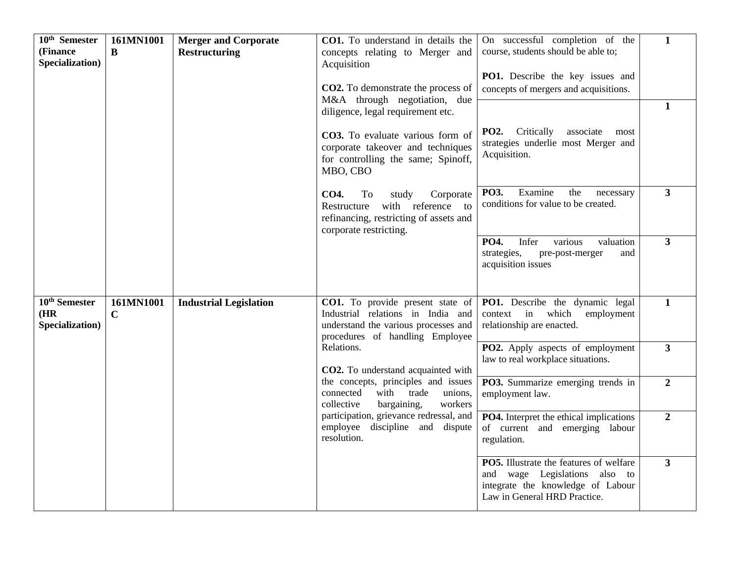| 10th Semester (Finance Specialization) | 161MN1001 B | Merger and Corporate Restructuring | **CO1.** To understand in details the concepts relating to Merger and Acquisition<br><br>**CO2.** To demonstrate the process of M&A through negotiation, due diligence, legal requirement etc.<br><br>**CO3.** To evaluate various form of corporate takeover and techniques for controlling the same; Spinoff, MBO, CBO<br><br>**CO4.** To study Corporate Restructure with reference to refinancing, restricting of assets and corporate restricting. | On successful completion of the course, students should be able to;<br><br>**PO1.** Describe the key issues and concepts of mergers and acquisitions. | **1** |
|---|---|---|---|---|---|
| | | | | **PO2.** Critically associate most strategies underlie most Merger and Acquisition. | **1** |
| | | | | **PO3.** Examine the necessary conditions for value to be created. | **3** |
| | | | | **PO4.** Infer various valuation strategies, pre-post-merger and acquisition issues | **3** |
| 10th Semester (HR Specialization) | 161MN1001 C | Industrial Legislation | **CO1.** To provide present state of Industrial relations in India and understand the various processes and procedures of handling Employee Relations.<br><br>**CO2.** To understand acquainted with the concepts, principles and issues connected with trade unions, collective bargaining, workers participation, grievance redressal, and employee discipline and dispute resolution. | **PO1.** Describe the dynamic legal context in which employment relationship are enacted. | **1** |
| | | | | **PO2.** Apply aspects of employment law to real workplace situations. | **3** |
| | | | | **PO3.** Summarize emerging trends in employment law. | **2** |
| | | | | **PO4.** Interpret the ethical implications of current and emerging labour regulation. | **2** |
| | | | | **PO5.** Illustrate the features of welfare and wage Legislations also to integrate the knowledge of Labour Law in General HRD Practice. | **3** |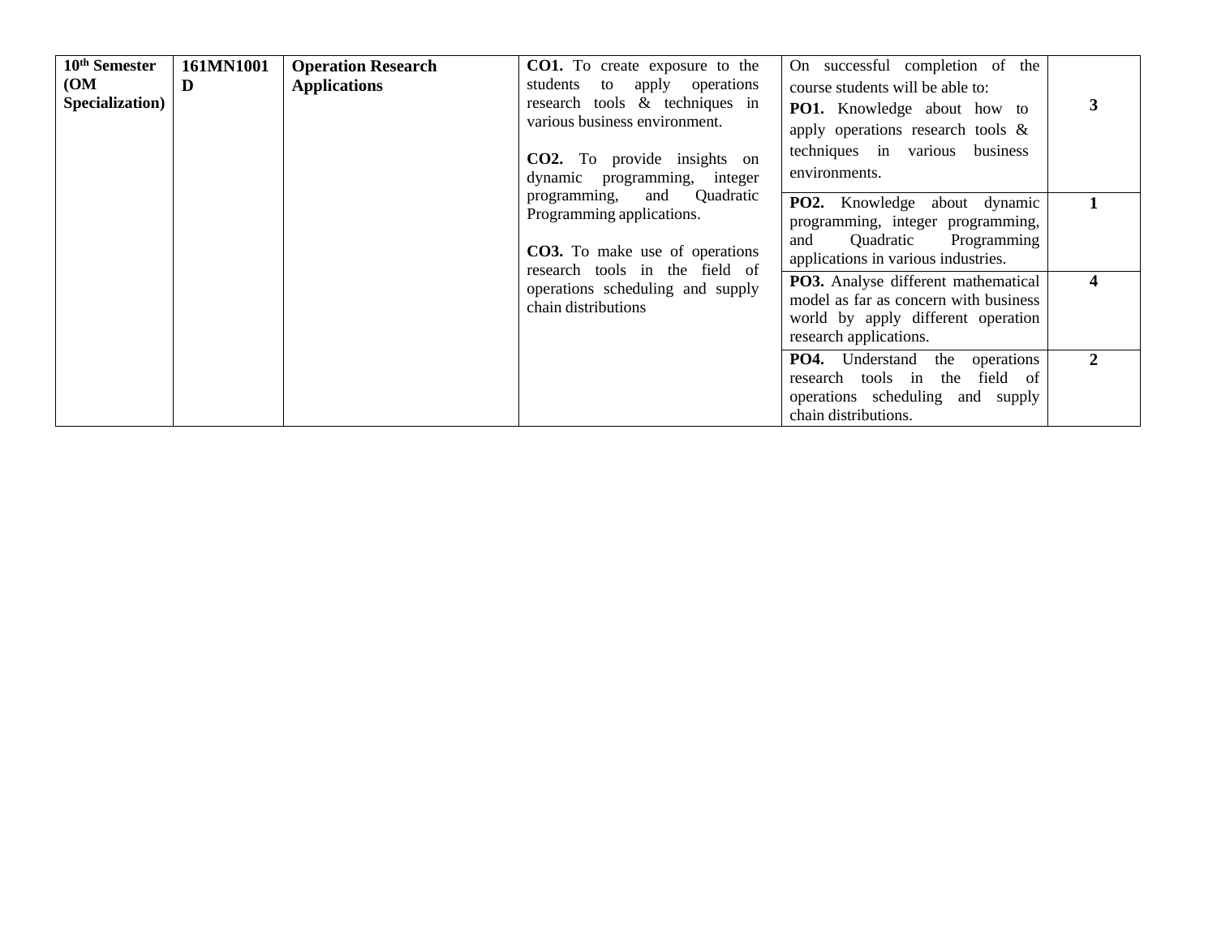| | | | | | |
|---|---|---|---|---|---|
| **10th Semester (OM Specialization)** | **161MN1001D** | **Operation Research Applications** | **CO1.** To create exposure to the students to apply operations research tools & techniques in various business environment.<br><br>**CO2.** To provide insights on dynamic programming, integer programming, and Quadratic Programming applications.<br><br>**CO3.** To make use of operations research tools in the field of operations scheduling and supply chain distributions | On successful completion of the course students will be able to:<br>**PO1.** Knowledge about how to apply operations research tools & techniques in various business environments. | **3** |
| | | | | **PO2.** Knowledge about dynamic programming, integer programming, and Quadratic Programming applications in various industries. | **1** |
| | | | | **PO3.** Analyse different mathematical model as far as concern with business world by apply different operation research applications. | **4** |
| | | | | **PO4.** Understand the operations research tools in the field of operations scheduling and supply chain distributions. | **2** |